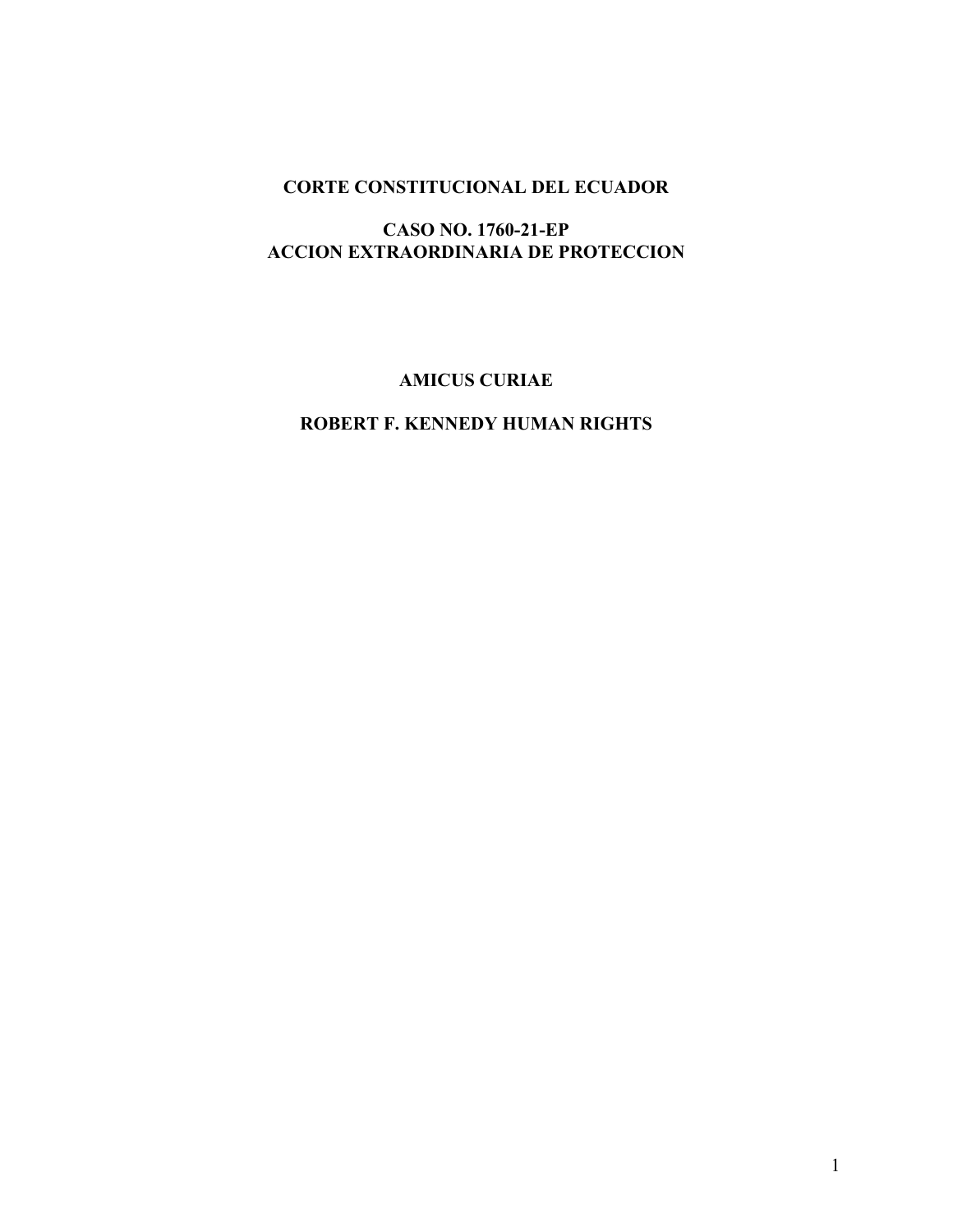**CORTE CONSTITUCIONAL DEL ECUADOR**

**CASO NO. 1760-21-EP**
**ACCION EXTRAORDINARIA DE PROTECCION**

**AMICUS CURIAE**

**ROBERT F. KENNEDY HUMAN RIGHTS**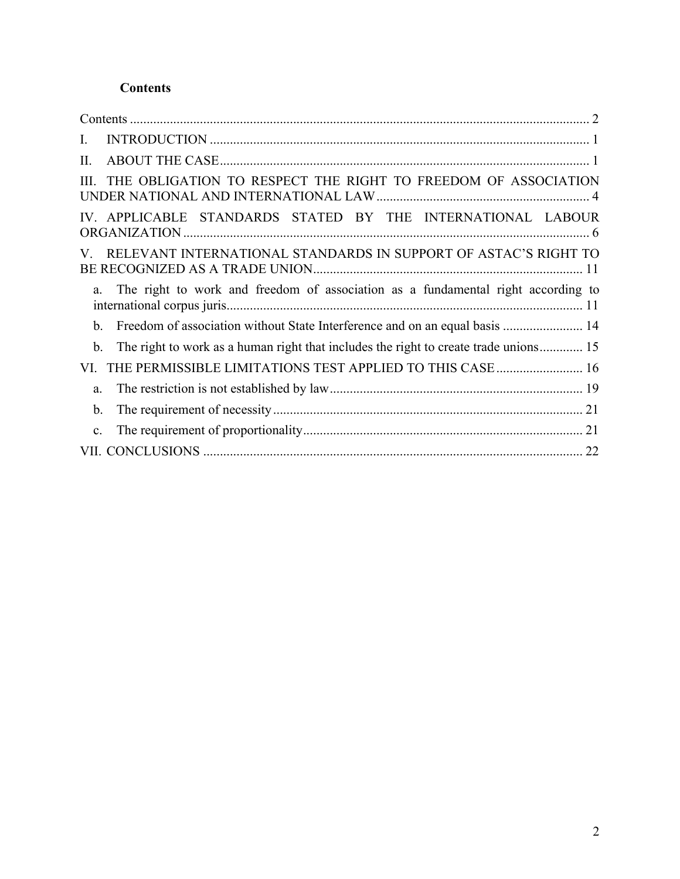**Contents**

Contents ........................................................................................................................... 2

I. INTRODUCTION .................................................................................................. 1

II. ABOUT THE CASE ............................................................................................... 1

III. THE OBLIGATION TO RESPECT THE RIGHT TO FREEDOM OF ASSOCIATION UNDER NATIONAL AND INTERNATIONAL LAW ................................................................ 4

IV. APPLICABLE STANDARDS STATED BY THE INTERNATIONAL LABOUR ORGANIZATION ......................................................................................................... 6

V. RELEVANT INTERNATIONAL STANDARDS IN SUPPORT OF ASTAC'S RIGHT TO BE RECOGNIZED AS A TRADE UNION ................................................................. 11

- a. The right to work and freedom of association as a fundamental right according to international corpus juris ........................................................................................... 11
- b. Freedom of association without State Interference and on an equal basis ........................ 14
- b. The right to work as a human right that includes the right to create trade unions ............. 15

VI. THE PERMISSIBLE LIMITATIONS TEST APPLIED TO THIS CASE .......................... 16

- a. The restriction is not established by law ............................................................................ 19
- b. The requirement of necessity ............................................................................................. 21
- c. The requirement of proportionality .................................................................................... 21

VII. CONCLUSIONS .................................................................................................. 22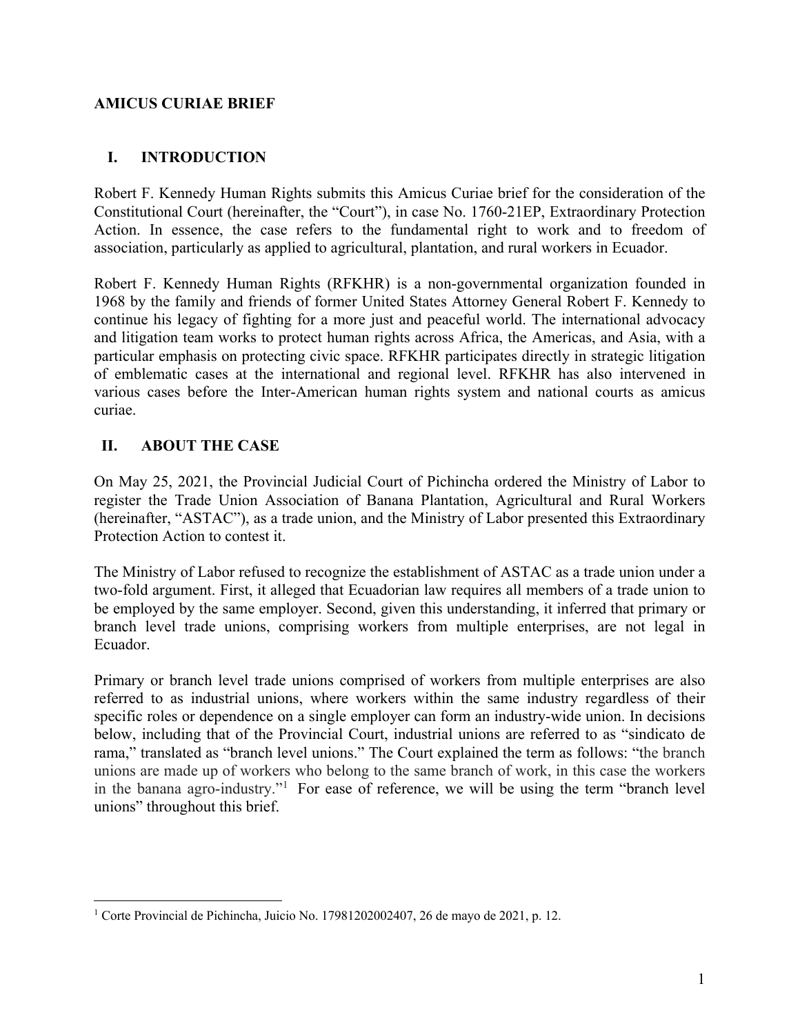**AMICUS CURIAE BRIEF**

## I. INTRODUCTION

Robert F. Kennedy Human Rights submits this Amicus Curiae brief for the consideration of the Constitutional Court (hereinafter, the "Court"), in case No. 1760-21EP, Extraordinary Protection Action. In essence, the case refers to the fundamental right to work and to freedom of association, particularly as applied to agricultural, plantation, and rural workers in Ecuador.

Robert F. Kennedy Human Rights (RFKHR) is a non-governmental organization founded in 1968 by the family and friends of former United States Attorney General Robert F. Kennedy to continue his legacy of fighting for a more just and peaceful world. The international advocacy and litigation team works to protect human rights across Africa, the Americas, and Asia, with a particular emphasis on protecting civic space. RFKHR participates directly in strategic litigation of emblematic cases at the international and regional level. RFKHR has also intervened in various cases before the Inter-American human rights system and national courts as amicus curiae.

## II. ABOUT THE CASE

On May 25, 2021, the Provincial Judicial Court of Pichincha ordered the Ministry of Labor to register the Trade Union Association of Banana Plantation, Agricultural and Rural Workers (hereinafter, "ASTAC"), as a trade union, and the Ministry of Labor presented this Extraordinary Protection Action to contest it.

The Ministry of Labor refused to recognize the establishment of ASTAC as a trade union under a two-fold argument. First, it alleged that Ecuadorian law requires all members of a trade union to be employed by the same employer. Second, given this understanding, it inferred that primary or branch level trade unions, comprising workers from multiple enterprises, are not legal in Ecuador.

Primary or branch level trade unions comprised of workers from multiple enterprises are also referred to as industrial unions, where workers within the same industry regardless of their specific roles or dependence on a single employer can form an industry-wide union. In decisions below, including that of the Provincial Court, industrial unions are referred to as "sindicato de rama," translated as "branch level unions." The Court explained the term as follows: "the branch unions are made up of workers who belong to the same branch of work, in this case the workers in the banana agro-industry."[1] For ease of reference, we will be using the term "branch level unions" throughout this brief.

---

[1] Corte Provincial de Pichincha, Juicio No. 17981202002407, 26 de mayo de 2021, p. 12.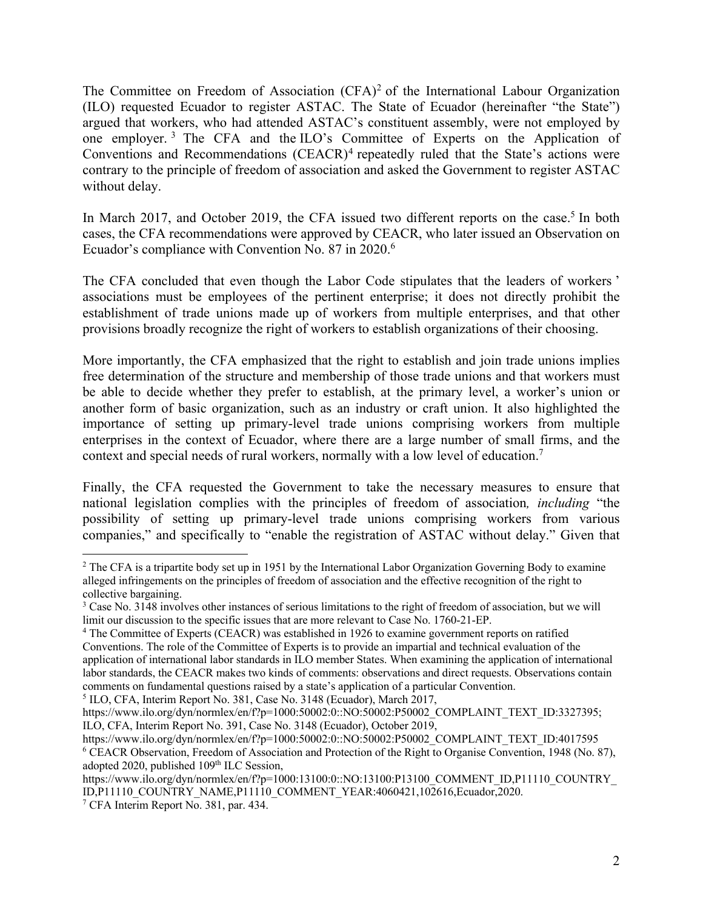The Committee on Freedom of Association (CFA)[2] of the International Labour Organization (ILO) requested Ecuador to register ASTAC. The State of Ecuador (hereinafter "the State") argued that workers, who had attended ASTAC's constituent assembly, were not employed by one employer.[3] The CFA and the ILO's Committee of Experts on the Application of Conventions and Recommendations (CEACR)[4] repeatedly ruled that the State's actions were contrary to the principle of freedom of association and asked the Government to register ASTAC without delay.

In March 2017, and October 2019, the CFA issued two different reports on the case.[5] In both cases, the CFA recommendations were approved by CEACR, who later issued an Observation on Ecuador's compliance with Convention No. 87 in 2020.[6]

The CFA concluded that even though the Labor Code stipulates that the leaders of workers' associations must be employees of the pertinent enterprise; it does not directly prohibit the establishment of trade unions made up of workers from multiple enterprises, and that other provisions broadly recognize the right of workers to establish organizations of their choosing.

More importantly, the CFA emphasized that the right to establish and join trade unions implies free determination of the structure and membership of those trade unions and that workers must be able to decide whether they prefer to establish, at the primary level, a worker's union or another form of basic organization, such as an industry or craft union. It also highlighted the importance of setting up primary-level trade unions comprising workers from multiple enterprises in the context of Ecuador, where there are a large number of small firms, and the context and special needs of rural workers, normally with a low level of education.[7]

Finally, the CFA requested the Government to take the necessary measures to ensure that national legislation complies with the principles of freedom of association*, including* "the possibility of setting up primary-level trade unions comprising workers from various companies," and specifically to "enable the registration of ASTAC without delay." Given that

---

[2] The CFA is a tripartite body set up in 1951 by the International Labor Organization Governing Body to examine alleged infringements on the principles of freedom of association and the effective recognition of the right to collective bargaining.

[3] Case No. 3148 involves other instances of serious limitations to the right of freedom of association, but we will limit our discussion to the specific issues that are more relevant to Case No. 1760-21-EP.

[4] The Committee of Experts (CEACR) was established in 1926 to examine government reports on ratified Conventions. The role of the Committee of Experts is to provide an impartial and technical evaluation of the application of international labor standards in ILO member States. When examining the application of international labor standards, the CEACR makes two kinds of comments: observations and direct requests. Observations contain comments on fundamental questions raised by a state's application of a particular Convention.

[5] ILO, CFA, Interim Report No. 381, Case No. 3148 (Ecuador), March 2017, https://www.ilo.org/dyn/normlex/en/f?p=1000:50002:0::NO:50002:P50002_COMPLAINT_TEXT_ID:3327395; ILO, CFA, Interim Report No. 391, Case No. 3148 (Ecuador), October 2019, https://www.ilo.org/dyn/normlex/en/f?p=1000:50002:0::NO:50002:P50002_COMPLAINT_TEXT_ID:4017595

[6] CEACR Observation, Freedom of Association and Protection of the Right to Organise Convention, 1948 (No. 87), adopted 2020, published 109th ILC Session, https://www.ilo.org/dyn/normlex/en/f?p=1000:13100:0::NO:13100:P13100_COMMENT_ID,P11110_COUNTRY_ID,P11110_COUNTRY_NAME,P11110_COMMENT_YEAR:4060421,102616,Ecuador,2020.

[7] CFA Interim Report No. 381, par. 434.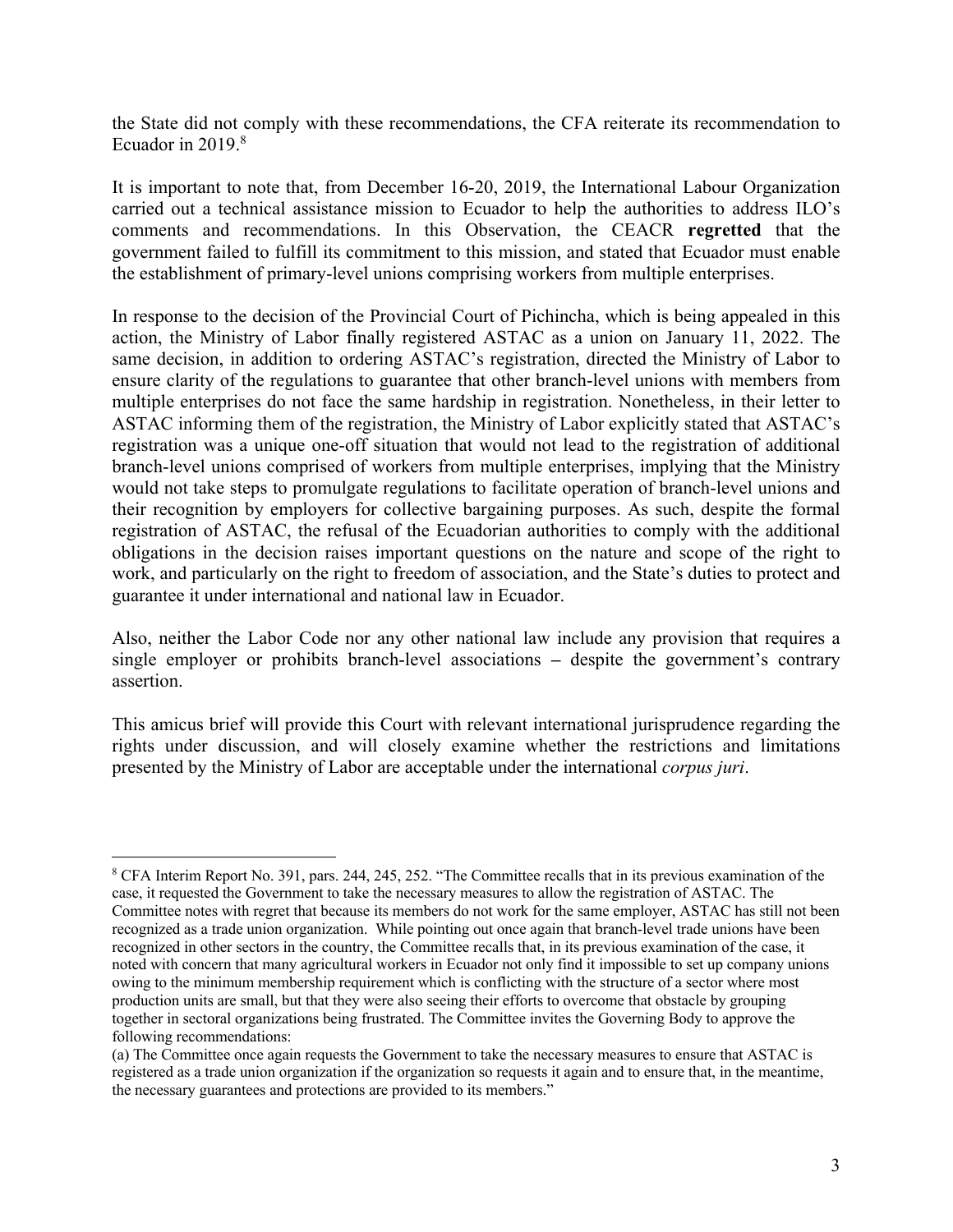the State did not comply with these recommendations, the CFA reiterate its recommendation to Ecuador in 2019.[8]

It is important to note that, from December 16-20, 2019, the International Labour Organization carried out a technical assistance mission to Ecuador to help the authorities to address ILO's comments and recommendations. In this Observation, the CEACR **regretted** that the government failed to fulfill its commitment to this mission, and stated that Ecuador must enable the establishment of primary-level unions comprising workers from multiple enterprises.

In response to the decision of the Provincial Court of Pichincha, which is being appealed in this action, the Ministry of Labor finally registered ASTAC as a union on January 11, 2022. The same decision, in addition to ordering ASTAC's registration, directed the Ministry of Labor to ensure clarity of the regulations to guarantee that other branch-level unions with members from multiple enterprises do not face the same hardship in registration. Nonetheless, in their letter to ASTAC informing them of the registration, the Ministry of Labor explicitly stated that ASTAC's registration was a unique one-off situation that would not lead to the registration of additional branch-level unions comprised of workers from multiple enterprises, implying that the Ministry would not take steps to promulgate regulations to facilitate operation of branch-level unions and their recognition by employers for collective bargaining purposes. As such, despite the formal registration of ASTAC, the refusal of the Ecuadorian authorities to comply with the additional obligations in the decision raises important questions on the nature and scope of the right to work, and particularly on the right to freedom of association, and the State's duties to protect and guarantee it under international and national law in Ecuador.

Also, neither the Labor Code nor any other national law include any provision that requires a single employer or prohibits branch-level associations – despite the government's contrary assertion.

This amicus brief will provide this Court with relevant international jurisprudence regarding the rights under discussion, and will closely examine whether the restrictions and limitations presented by the Ministry of Labor are acceptable under the international *corpus juri*.

---

[8] CFA Interim Report No. 391, pars. 244, 245, 252. "The Committee recalls that in its previous examination of the case, it requested the Government to take the necessary measures to allow the registration of ASTAC. The Committee notes with regret that because its members do not work for the same employer, ASTAC has still not been recognized as a trade union organization. While pointing out once again that branch-level trade unions have been recognized in other sectors in the country, the Committee recalls that, in its previous examination of the case, it noted with concern that many agricultural workers in Ecuador not only find it impossible to set up company unions owing to the minimum membership requirement which is conflicting with the structure of a sector where most production units are small, but that they were also seeing their efforts to overcome that obstacle by grouping together in sectoral organizations being frustrated. The Committee invites the Governing Body to approve the following recommendations:

(a) The Committee once again requests the Government to take the necessary measures to ensure that ASTAC is registered as a trade union organization if the organization so requests it again and to ensure that, in the meantime, the necessary guarantees and protections are provided to its members."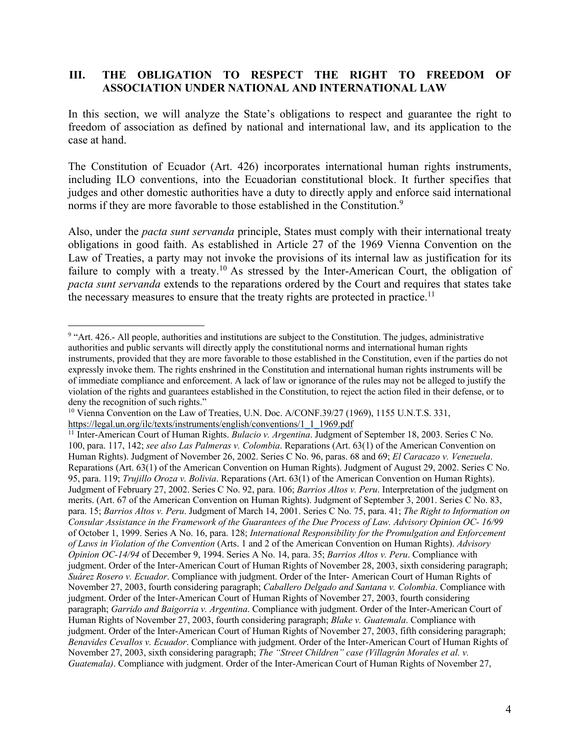## III. THE OBLIGATION TO RESPECT THE RIGHT TO FREEDOM OF ASSOCIATION UNDER NATIONAL AND INTERNATIONAL LAW

In this section, we will analyze the State's obligations to respect and guarantee the right to freedom of association as defined by national and international law, and its application to the case at hand.

The Constitution of Ecuador (Art. 426) incorporates international human rights instruments, including ILO conventions, into the Ecuadorian constitutional block. It further specifies that judges and other domestic authorities have a duty to directly apply and enforce said international norms if they are more favorable to those established in the Constitution.[9]

Also, under the *pacta sunt servanda* principle, States must comply with their international treaty obligations in good faith. As established in Article 27 of the 1969 Vienna Convention on the Law of Treaties, a party may not invoke the provisions of its internal law as justification for its failure to comply with a treaty.[10] As stressed by the Inter-American Court, the obligation of *pacta sunt servanda* extends to the reparations ordered by the Court and requires that states take the necessary measures to ensure that the treaty rights are protected in practice.[11]

---

[9] "Art. 426.- All people, authorities and institutions are subject to the Constitution. The judges, administrative authorities and public servants will directly apply the constitutional norms and international human rights instruments, provided that they are more favorable to those established in the Constitution, even if the parties do not expressly invoke them. The rights enshrined in the Constitution and international human rights instruments will be of immediate compliance and enforcement. A lack of law or ignorance of the rules may not be alleged to justify the violation of the rights and guarantees established in the Constitution, to reject the action filed in their defense, or to deny the recognition of such rights."

[10] Vienna Convention on the Law of Treaties, U.N. Doc. A/CONF.39/27 (1969), 1155 U.N.T.S. 331, https://legal.un.org/ilc/texts/instruments/english/conventions/1_1_1969.pdf

[11] Inter-American Court of Human Rights. *Bulacio v. Argentina*. Judgment of September 18, 2003. Series C No. 100, para. 117, 142; *see also Las Palmeras v. Colombia*. Reparations (Art. 63(1) of the American Convention on Human Rights). Judgment of November 26, 2002. Series C No. 96, paras. 68 and 69; *El Caracazo v. Venezuela*. Reparations (Art. 63(1) of the American Convention on Human Rights). Judgment of August 29, 2002. Series C No. 95, para. 119; *Trujillo Oroza v. Bolivia*. Reparations (Art. 63(1) of the American Convention on Human Rights). Judgment of February 27, 2002. Series C No. 92, para. 106; *Barrios Altos v. Peru*. Interpretation of the judgment on merits. (Art. 67 of the American Convention on Human Rights). Judgment of September 3, 2001. Series C No. 83, para. 15; *Barrios Altos v. Peru*. Judgment of March 14, 2001. Series C No. 75, para. 41; *The Right to Information on Consular Assistance in the Framework of the Guarantees of the Due Process of Law. Advisory Opinion OC- 16/99* of October 1, 1999. Series A No. 16, para. 128; *International Responsibility for the Promulgation and Enforcement of Laws in Violation of the Convention* (Arts. 1 and 2 of the American Convention on Human Rights). *Advisory Opinion OC-14/94* of December 9, 1994. Series A No. 14, para. 35; *Barrios Altos v. Peru*. Compliance with judgment. Order of the Inter-American Court of Human Rights of November 28, 2003, sixth considering paragraph; *Suárez Rosero v. Ecuador*. Compliance with judgment. Order of the Inter- American Court of Human Rights of November 27, 2003, fourth considering paragraph; *Caballero Delgado and Santana v. Colombia*. Compliance with judgment. Order of the Inter-American Court of Human Rights of November 27, 2003, fourth considering paragraph; *Garrido and Baigorria v. Argentina*. Compliance with judgment. Order of the Inter-American Court of Human Rights of November 27, 2003, fourth considering paragraph; *Blake v. Guatemala*. Compliance with judgment. Order of the Inter-American Court of Human Rights of November 27, 2003, fifth considering paragraph; *Benavides Cevallos v. Ecuador*. Compliance with judgment. Order of the Inter-American Court of Human Rights of November 27, 2003, sixth considering paragraph; *The "Street Children" case (Villagrán Morales et al. v. Guatemala)*. Compliance with judgment. Order of the Inter-American Court of Human Rights of November 27,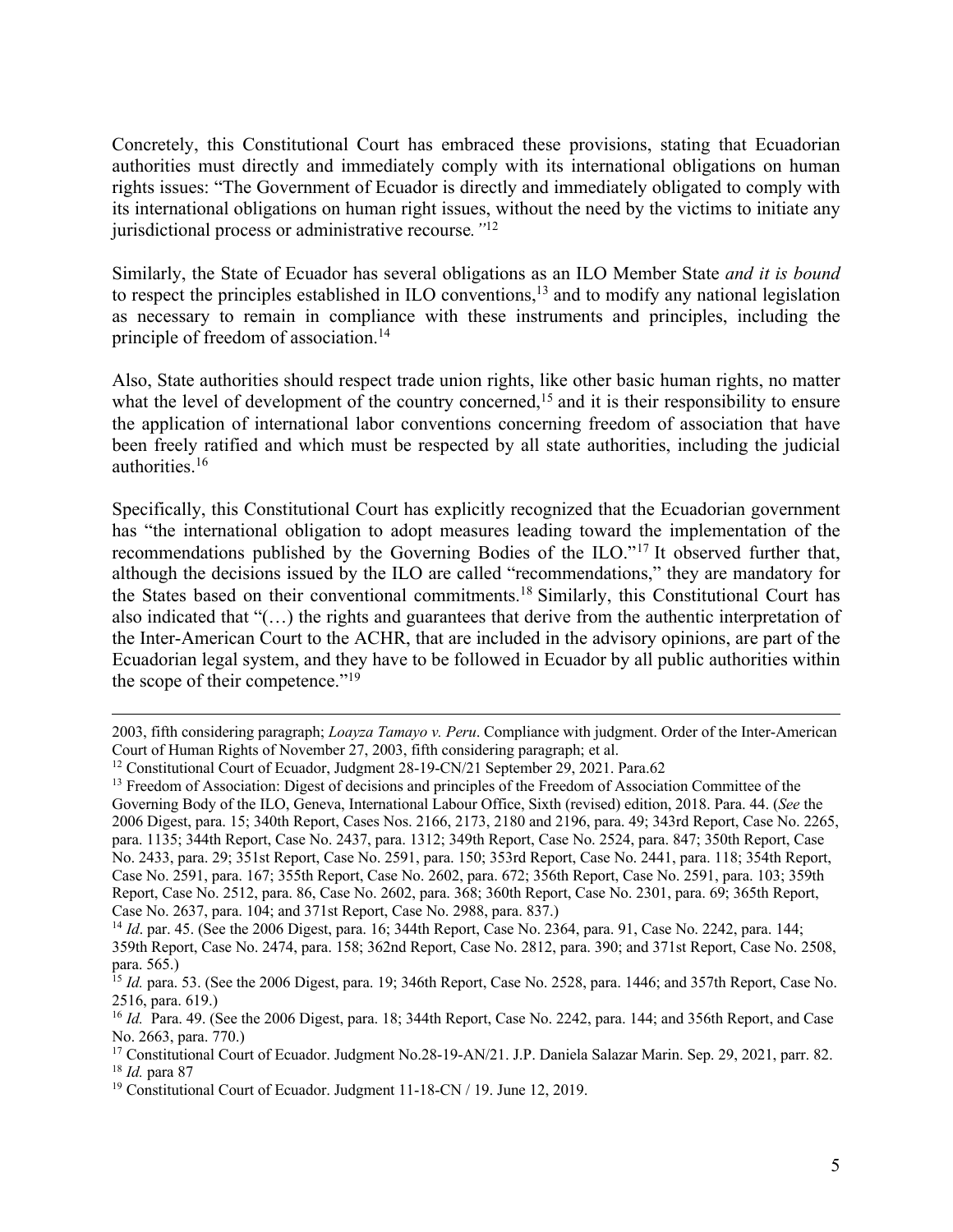Concretely, this Constitutional Court has embraced these provisions, stating that Ecuadorian authorities must directly and immediately comply with its international obligations on human rights issues: "The Government of Ecuador is directly and immediately obligated to comply with its international obligations on human right issues, without the need by the victims to initiate any jurisdictional process or administrative recourse*."*[12]

Similarly, the State of Ecuador has several obligations as an ILO Member State *and it is bound* to respect the principles established in ILO conventions,[13] and to modify any national legislation as necessary to remain in compliance with these instruments and principles, including the principle of freedom of association.[14]

Also, State authorities should respect trade union rights, like other basic human rights, no matter what the level of development of the country concerned,[15] and it is their responsibility to ensure the application of international labor conventions concerning freedom of association that have been freely ratified and which must be respected by all state authorities, including the judicial authorities.[16]

Specifically, this Constitutional Court has explicitly recognized that the Ecuadorian government has "the international obligation to adopt measures leading toward the implementation of the recommendations published by the Governing Bodies of the ILO."[17] It observed further that, although the decisions issued by the ILO are called "recommendations," they are mandatory for the States based on their conventional commitments.[18] Similarly, this Constitutional Court has also indicated that "(…) the rights and guarantees that derive from the authentic interpretation of the Inter-American Court to the ACHR, that are included in the advisory opinions, are part of the Ecuadorian legal system, and they have to be followed in Ecuador by all public authorities within the scope of their competence."[19]

---

2003, fifth considering paragraph; *Loayza Tamayo v. Peru*. Compliance with judgment. Order of the Inter-American Court of Human Rights of November 27, 2003, fifth considering paragraph; et al.

[12] Constitutional Court of Ecuador, Judgment 28-19-CN/21 September 29, 2021. Para.62

[13] Freedom of Association: Digest of decisions and principles of the Freedom of Association Committee of the Governing Body of the ILO, Geneva, International Labour Office, Sixth (revised) edition, 2018. Para. 44. (*See* the 2006 Digest, para. 15; 340th Report, Cases Nos. 2166, 2173, 2180 and 2196, para. 49; 343rd Report, Case No. 2265, para. 1135; 344th Report, Case No. 2437, para. 1312; 349th Report, Case No. 2524, para. 847; 350th Report, Case No. 2433, para. 29; 351st Report, Case No. 2591, para. 150; 353rd Report, Case No. 2441, para. 118; 354th Report, Case No. 2591, para. 167; 355th Report, Case No. 2602, para. 672; 356th Report, Case No. 2591, para. 103; 359th Report, Case No. 2512, para. 86, Case No. 2602, para. 368; 360th Report, Case No. 2301, para. 69; 365th Report, Case No. 2637, para. 104; and 371st Report, Case No. 2988, para. 837.)

[14] *Id*. par. 45. (See the 2006 Digest, para. 16; 344th Report, Case No. 2364, para. 91, Case No. 2242, para. 144; 359th Report, Case No. 2474, para. 158; 362nd Report, Case No. 2812, para. 390; and 371st Report, Case No. 2508, para. 565.)

[15] *Id.* para. 53. (See the 2006 Digest, para. 19; 346th Report, Case No. 2528, para. 1446; and 357th Report, Case No. 2516, para. 619.)

[16] *Id.* Para. 49. (See the 2006 Digest, para. 18; 344th Report, Case No. 2242, para. 144; and 356th Report, and Case No. 2663, para. 770.)

[17] Constitutional Court of Ecuador. Judgment No.28-19-AN/21. J.P. Daniela Salazar Marin. Sep. 29, 2021, parr. 82.

[18] *Id.* para 87

[19] Constitutional Court of Ecuador. Judgment 11-18-CN / 19. June 12, 2019.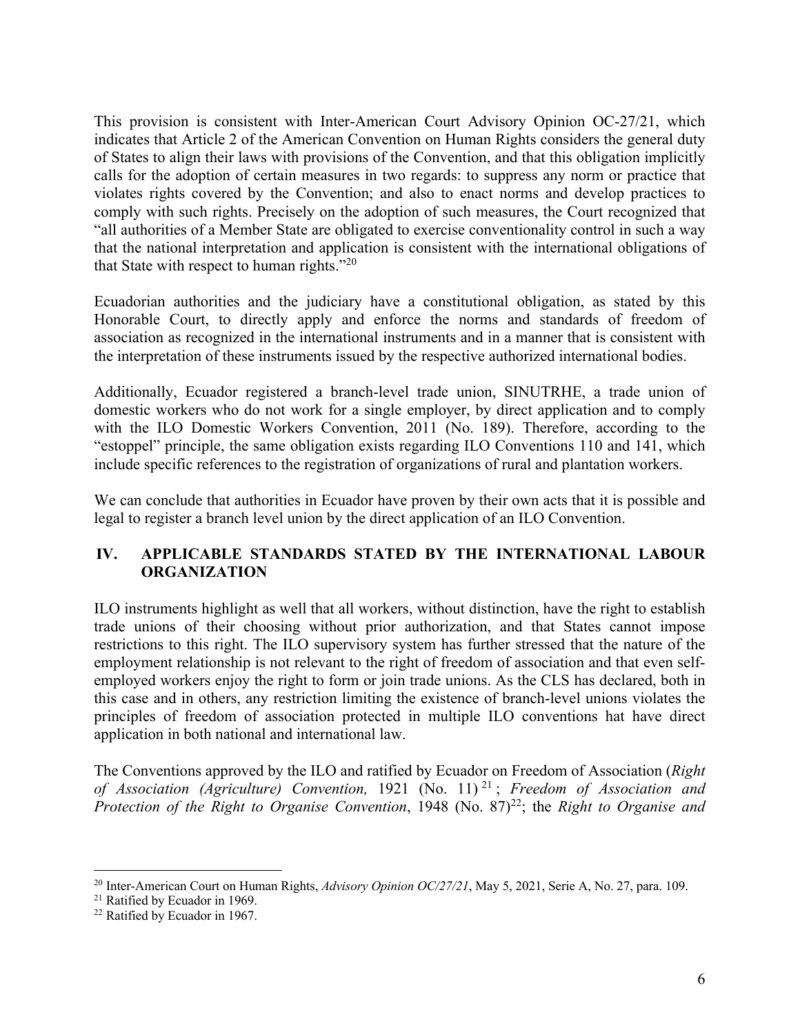This provision is consistent with Inter-American Court Advisory Opinion OC-27/21, which indicates that Article 2 of the American Convention on Human Rights considers the general duty of States to align their laws with provisions of the Convention, and that this obligation implicitly calls for the adoption of certain measures in two regards: to suppress any norm or practice that violates rights covered by the Convention; and also to enact norms and develop practices to comply with such rights. Precisely on the adoption of such measures, the Court recognized that "all authorities of a Member State are obligated to exercise conventionality control in such a way that the national interpretation and application is consistent with the international obligations of that State with respect to human rights."[20]

Ecuadorian authorities and the judiciary have a constitutional obligation, as stated by this Honorable Court, to directly apply and enforce the norms and standards of freedom of association as recognized in the international instruments and in a manner that is consistent with the interpretation of these instruments issued by the respective authorized international bodies.

Additionally, Ecuador registered a branch-level trade union, SINUTRHE, a trade union of domestic workers who do not work for a single employer, by direct application and to comply with the ILO Domestic Workers Convention, 2011 (No. 189). Therefore, according to the "estoppel" principle, the same obligation exists regarding ILO Conventions 110 and 141, which include specific references to the registration of organizations of rural and plantation workers.

We can conclude that authorities in Ecuador have proven by their own acts that it is possible and legal to register a branch level union by the direct application of an ILO Convention.

## IV. APPLICABLE STANDARDS STATED BY THE INTERNATIONAL LABOUR ORGANIZATION

ILO instruments highlight as well that all workers, without distinction, have the right to establish trade unions of their choosing without prior authorization, and that States cannot impose restrictions to this right. The ILO supervisory system has further stressed that the nature of the employment relationship is not relevant to the right of freedom of association and that even self-employed workers enjoy the right to form or join trade unions. As the CLS has declared, both in this case and in others, any restriction limiting the existence of branch-level unions violates the principles of freedom of association protected in multiple ILO conventions hat have direct application in both national and international law.

The Conventions approved by the ILO and ratified by Ecuador on Freedom of Association (*Right of Association (Agriculture) Convention,* 1921 (No. 11)[21]; *Freedom of Association and Protection of the Right to Organise Convention*, 1948 (No. 87)[22]; the *Right to Organise and*

---

[20] Inter-American Court on Human Rights, *Advisory Opinion OC/27/21*, May 5, 2021, Serie A, No. 27, para. 109.

[21] Ratified by Ecuador in 1969.

[22] Ratified by Ecuador in 1967.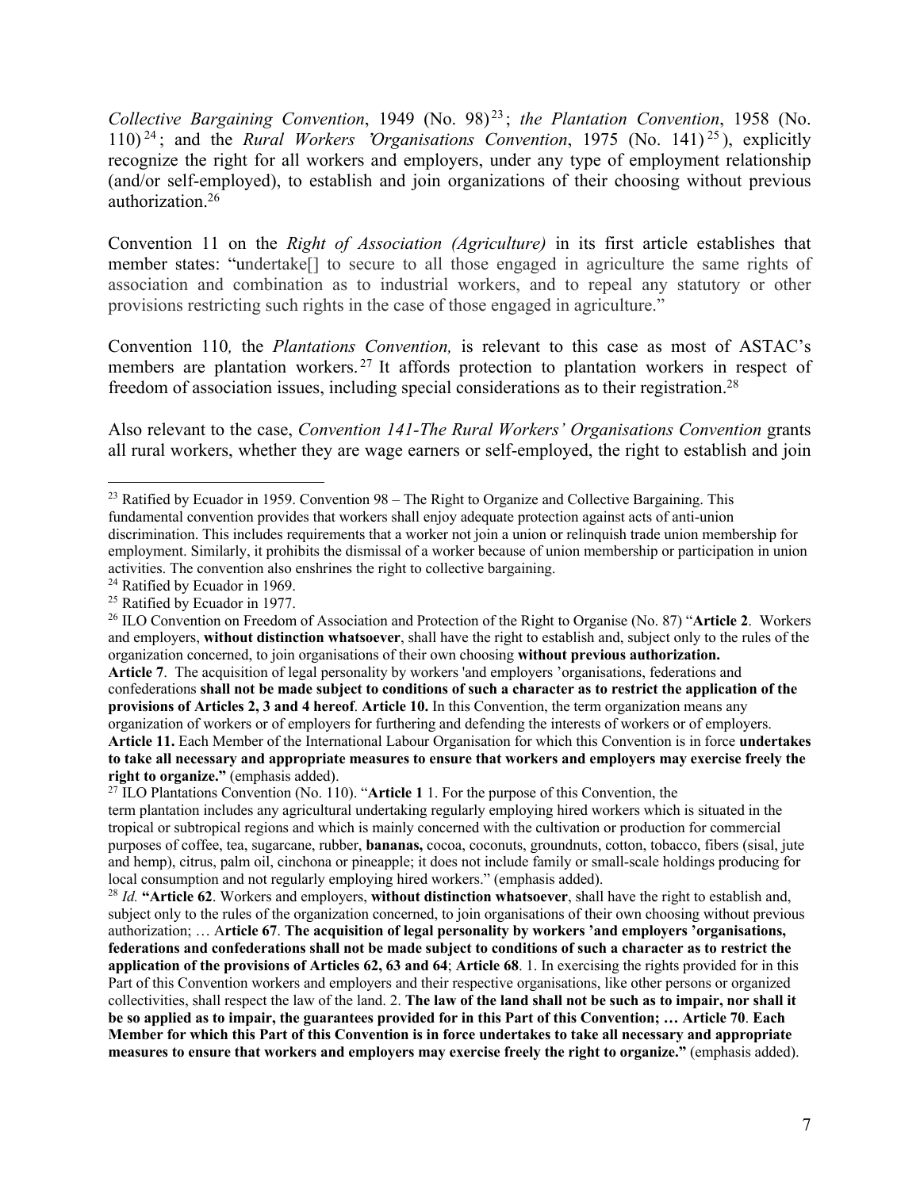*Collective Bargaining Convention*, 1949 (No. 98)[23]; *the Plantation Convention*, 1958 (No. 110)[24]; and the *Rural Workers 'Organisations Convention*, 1975 (No. 141)[25]), explicitly recognize the right for all workers and employers, under any type of employment relationship (and/or self-employed), to establish and join organizations of their choosing without previous authorization.[26]

Convention 11 on the *Right of Association (Agriculture)* in its first article establishes that member states: "undertake[] to secure to all those engaged in agriculture the same rights of association and combination as to industrial workers, and to repeal any statutory or other provisions restricting such rights in the case of those engaged in agriculture."

Convention 110*,* the *Plantations Convention,* is relevant to this case as most of ASTAC's members are plantation workers.[27] It affords protection to plantation workers in respect of freedom of association issues, including special considerations as to their registration.[28]

Also relevant to the case, *Convention 141-The Rural Workers' Organisations Convention* grants all rural workers, whether they are wage earners or self-employed, the right to establish and join

---

[23] Ratified by Ecuador in 1959. Convention 98 – The Right to Organize and Collective Bargaining. This fundamental convention provides that workers shall enjoy adequate protection against acts of anti-union discrimination. This includes requirements that a worker not join a union or relinquish trade union membership for employment. Similarly, it prohibits the dismissal of a worker because of union membership or participation in union activities. The convention also enshrines the right to collective bargaining.

[24] Ratified by Ecuador in 1969.

[25] Ratified by Ecuador in 1977.

[26] ILO Convention on Freedom of Association and Protection of the Right to Organise (No. 87) "**Article 2**. Workers and employers, **without distinction whatsoever**, shall have the right to establish and, subject only to the rules of the organization concerned, to join organisations of their own choosing **without previous authorization.** **Article 7**. The acquisition of legal personality by workers 'and employers 'organisations, federations and confederations **shall not be made subject to conditions of such a character as to restrict the application of the provisions of Articles 2, 3 and 4 hereof**. **Article 10.** In this Convention, the term organization means any organization of workers or of employers for furthering and defending the interests of workers or of employers. **Article 11.** Each Member of the International Labour Organisation for which this Convention is in force **undertakes to take all necessary and appropriate measures to ensure that workers and employers may exercise freely the right to organize."** (emphasis added).

[27] ILO Plantations Convention (No. 110). "**Article 1** 1. For the purpose of this Convention, the term plantation includes any agricultural undertaking regularly employing hired workers which is situated in the tropical or subtropical regions and which is mainly concerned with the cultivation or production for commercial purposes of coffee, tea, sugarcane, rubber, **bananas,** cocoa, coconuts, groundnuts, cotton, tobacco, fibers (sisal, jute and hemp), citrus, palm oil, cinchona or pineapple; it does not include family or small-scale holdings producing for local consumption and not regularly employing hired workers." (emphasis added).

[28] *Id.* **"Article 62**. Workers and employers, **without distinction whatsoever**, shall have the right to establish and, subject only to the rules of the organization concerned, to join organisations of their own choosing without previous authorization; … A**rticle 67**. **The acquisition of legal personality by workers 'and employers 'organisations, federations and confederations shall not be made subject to conditions of such a character as to restrict the application of the provisions of Articles 62, 63 and 64**; **Article 68**. 1. In exercising the rights provided for in this Part of this Convention workers and employers and their respective organisations, like other persons or organized collectivities, shall respect the law of the land. 2. **The law of the land shall not be such as to impair, nor shall it be so applied as to impair, the guarantees provided for in this Part of this Convention; … Article 70**. **Each Member for which this Part of this Convention is in force undertakes to take all necessary and appropriate measures to ensure that workers and employers may exercise freely the right to organize."** (emphasis added).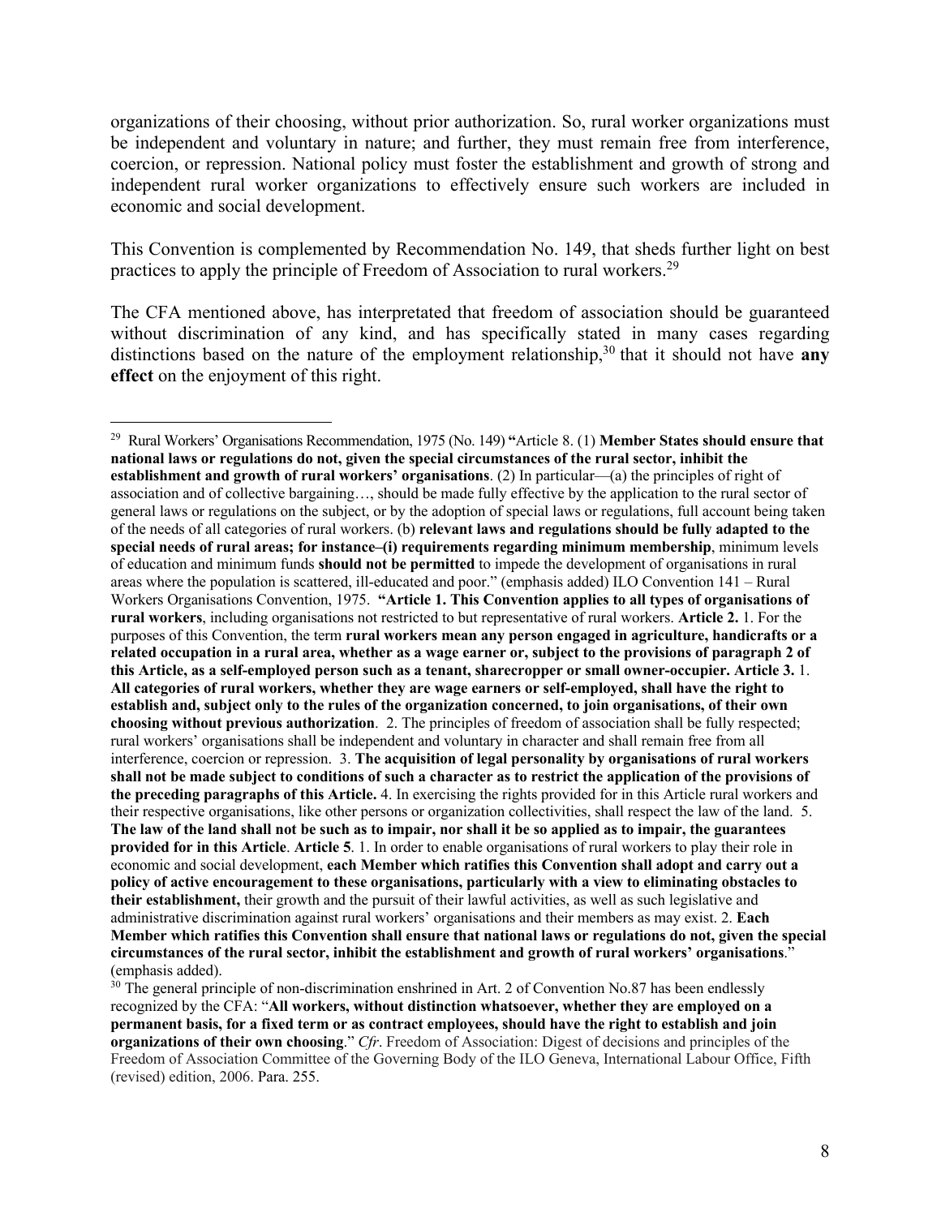organizations of their choosing, without prior authorization. So, rural worker organizations must be independent and voluntary in nature; and further, they must remain free from interference, coercion, or repression. National policy must foster the establishment and growth of strong and independent rural worker organizations to effectively ensure such workers are included in economic and social development.

This Convention is complemented by Recommendation No. 149, that sheds further light on best practices to apply the principle of Freedom of Association to rural workers.[29]

The CFA mentioned above, has interpretated that freedom of association should be guaranteed without discrimination of any kind, and has specifically stated in many cases regarding distinctions based on the nature of the employment relationship,[30] that it should not have **any effect** on the enjoyment of this right.

---

[29] Rural Workers' Organisations Recommendation, 1975 (No. 149) **"**Article 8. (1) **Member States should ensure that national laws or regulations do not, given the special circumstances of the rural sector, inhibit the establishment and growth of rural workers' organisations**. (2) In particular—(a) the principles of right of association and of collective bargaining…, should be made fully effective by the application to the rural sector of general laws or regulations on the subject, or by the adoption of special laws or regulations, full account being taken of the needs of all categories of rural workers. (b) **relevant laws and regulations should be fully adapted to the special needs of rural areas; for instance–(i) requirements regarding minimum membership**, minimum levels of education and minimum funds **should not be permitted** to impede the development of organisations in rural areas where the population is scattered, ill-educated and poor." (emphasis added) ILO Convention 141 – Rural Workers Organisations Convention, 1975. **"Article 1. This Convention applies to all types of organisations of rural workers**, including organisations not restricted to but representative of rural workers. **Article 2.** 1. For the purposes of this Convention, the term **rural workers mean any person engaged in agriculture, handicrafts or a related occupation in a rural area, whether as a wage earner or, subject to the provisions of paragraph 2 of this Article, as a self-employed person such as a tenant, sharecropper or small owner-occupier. Article 3.** 1. **All categories of rural workers, whether they are wage earners or self-employed, shall have the right to establish and, subject only to the rules of the organization concerned, to join organisations, of their own choosing without previous authorization**. 2. The principles of freedom of association shall be fully respected; rural workers' organisations shall be independent and voluntary in character and shall remain free from all interference, coercion or repression. 3. **The acquisition of legal personality by organisations of rural workers shall not be made subject to conditions of such a character as to restrict the application of the provisions of the preceding paragraphs of this Article.** 4. In exercising the rights provided for in this Article rural workers and their respective organisations, like other persons or organization collectivities, shall respect the law of the land. 5. **The law of the land shall not be such as to impair, nor shall it be so applied as to impair, the guarantees provided for in this Article**. **Article 5**. 1. In order to enable organisations of rural workers to play their role in economic and social development, **each Member which ratifies this Convention shall adopt and carry out a policy of active encouragement to these organisations, particularly with a view to eliminating obstacles to their establishment,** their growth and the pursuit of their lawful activities, as well as such legislative and administrative discrimination against rural workers' organisations and their members as may exist. 2. **Each Member which ratifies this Convention shall ensure that national laws or regulations do not, given the special circumstances of the rural sector, inhibit the establishment and growth of rural workers' organisations**." (emphasis added).

[30] The general principle of non-discrimination enshrined in Art. 2 of Convention No.87 has been endlessly recognized by the CFA: "**All workers, without distinction whatsoever, whether they are employed on a permanent basis, for a fixed term or as contract employees, should have the right to establish and join organizations of their own choosing**." *Cfr*. Freedom of Association: Digest of decisions and principles of the Freedom of Association Committee of the Governing Body of the ILO Geneva, International Labour Office, Fifth (revised) edition, 2006. Para. 255.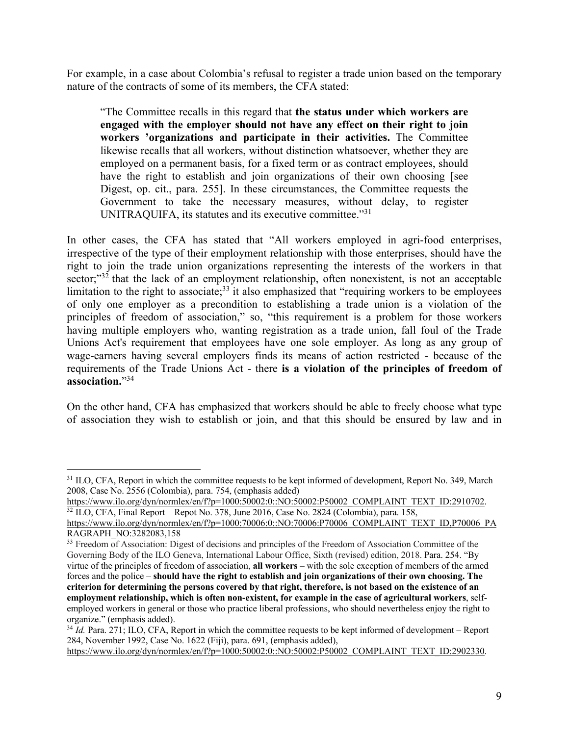For example, in a case about Colombia's refusal to register a trade union based on the temporary nature of the contracts of some of its members, the CFA stated:

> "The Committee recalls in this regard that **the status under which workers are engaged with the employer should not have any effect on their right to join workers 'organizations and participate in their activities.** The Committee likewise recalls that all workers, without distinction whatsoever, whether they are employed on a permanent basis, for a fixed term or as contract employees, should have the right to establish and join organizations of their own choosing [see Digest, op. cit., para. 255]. In these circumstances, the Committee requests the Government to take the necessary measures, without delay, to register UNITRAQUIFA, its statutes and its executive committee."[31]

In other cases, the CFA has stated that "All workers employed in agri-food enterprises, irrespective of the type of their employment relationship with those enterprises, should have the right to join the trade union organizations representing the interests of the workers in that sector;"[32] that the lack of an employment relationship, often nonexistent, is not an acceptable limitation to the right to associate;[33] it also emphasized that "requiring workers to be employees of only one employer as a precondition to establishing a trade union is a violation of the principles of freedom of association," so, "this requirement is a problem for those workers having multiple employers who, wanting registration as a trade union, fall foul of the Trade Unions Act's requirement that employees have one sole employer. As long as any group of wage-earners having several employers finds its means of action restricted - because of the requirements of the Trade Unions Act - there **is a violation of the principles of freedom of association.**"[34]

On the other hand, CFA has emphasized that workers should be able to freely choose what type of association they wish to establish or join, and that this should be ensured by law and in

---

[31] ILO, CFA, Report in which the committee requests to be kept informed of development, Report No. 349, March 2008, Case No. 2556 (Colombia), para. 754, (emphasis added) https://www.ilo.org/dyn/normlex/en/f?p=1000:50002:0::NO:50002:P50002_COMPLAINT_TEXT_ID:2910702.

[32] ILO, CFA, Final Report – Repot No. 378, June 2016, Case No. 2824 (Colombia), para. 158, https://www.ilo.org/dyn/normlex/en/f?p=1000:70006:0::NO:70006:P70006_COMPLAINT_TEXT_ID,P70006_PARAGRAPH_NO:3282083,158

[33] Freedom of Association: Digest of decisions and principles of the Freedom of Association Committee of the Governing Body of the ILO Geneva, International Labour Office, Sixth (revised) edition, 2018. Para. 254. "By virtue of the principles of freedom of association, **all workers** – with the sole exception of members of the armed forces and the police – **should have the right to establish and join organizations of their own choosing. The criterion for determining the persons covered by that right, therefore, is not based on the existence of an employment relationship, which is often non-existent, for example in the case of agricultural workers**, self-employed workers in general or those who practice liberal professions, who should nevertheless enjoy the right to organize." (emphasis added).

[34] *Id.* Para. 271; ILO, CFA, Report in which the committee requests to be kept informed of development – Report 284, November 1992, Case No. 1622 (Fiji), para. 691, (emphasis added), https://www.ilo.org/dyn/normlex/en/f?p=1000:50002:0::NO:50002:P50002_COMPLAINT_TEXT_ID:2902330.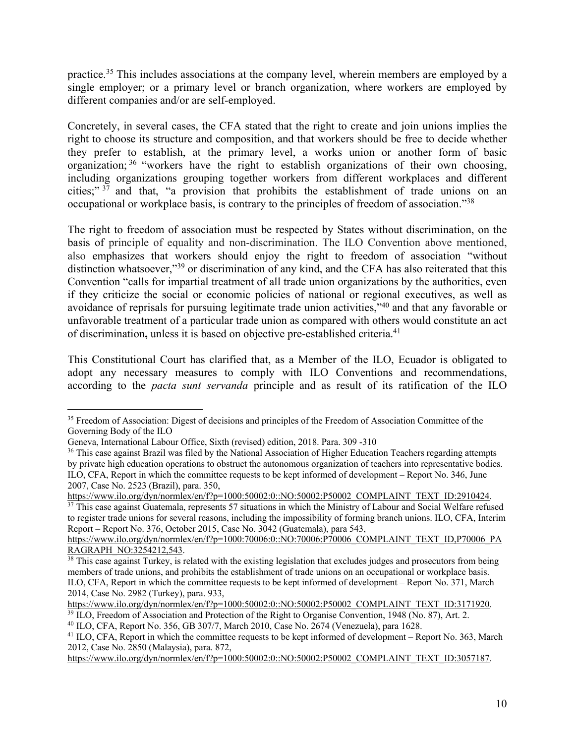practice.[35] This includes associations at the company level, wherein members are employed by a single employer; or a primary level or branch organization, where workers are employed by different companies and/or are self-employed.

Concretely, in several cases, the CFA stated that the right to create and join unions implies the right to choose its structure and composition, and that workers should be free to decide whether they prefer to establish, at the primary level, a works union or another form of basic organization;[36] "workers have the right to establish organizations of their own choosing, including organizations grouping together workers from different workplaces and different cities;"[37] and that, "a provision that prohibits the establishment of trade unions on an occupational or workplace basis, is contrary to the principles of freedom of association."[38]

The right to freedom of association must be respected by States without discrimination, on the basis of principle of equality and non-discrimination. The ILO Convention above mentioned, also emphasizes that workers should enjoy the right to freedom of association "without distinction whatsoever,"[39] or discrimination of any kind, and the CFA has also reiterated that this Convention "calls for impartial treatment of all trade union organizations by the authorities, even if they criticize the social or economic policies of national or regional executives, as well as avoidance of reprisals for pursuing legitimate trade union activities,"[40] and that any favorable or unfavorable treatment of a particular trade union as compared with others would constitute an act of discrimination**,** unless it is based on objective pre-established criteria.[41]

This Constitutional Court has clarified that, as a Member of the ILO, Ecuador is obligated to adopt any necessary measures to comply with ILO Conventions and recommendations, according to the *pacta sunt servanda* principle and as result of its ratification of the ILO

---

[35] Freedom of Association: Digest of decisions and principles of the Freedom of Association Committee of the Governing Body of the ILO
Geneva, International Labour Office, Sixth (revised) edition, 2018. Para. 309 -310

[36] This case against Brazil was filed by the National Association of Higher Education Teachers regarding attempts by private high education operations to obstruct the autonomous organization of teachers into representative bodies. ILO, CFA, Report in which the committee requests to be kept informed of development – Report No. 346, June 2007, Case No. 2523 (Brazil), para. 350, https://www.ilo.org/dyn/normlex/en/f?p=1000:50002:0::NO:50002:P50002_COMPLAINT_TEXT_ID:2910424.

[37] This case against Guatemala, represents 57 situations in which the Ministry of Labour and Social Welfare refused to register trade unions for several reasons, including the impossibility of forming branch unions. ILO, CFA, Interim Report – Report No. 376, October 2015, Case No. 3042 (Guatemala), para 543, https://www.ilo.org/dyn/normlex/en/f?p=1000:70006:0::NO:70006:P70006_COMPLAINT_TEXT_ID,P70006_PARAGRAPH_NO:3254212,543.

[38] This case against Turkey, is related with the existing legislation that excludes judges and prosecutors from being members of trade unions, and prohibits the establishment of trade unions on an occupational or workplace basis. ILO, CFA, Report in which the committee requests to be kept informed of development – Report No. 371, March 2014, Case No. 2982 (Turkey), para. 933, https://www.ilo.org/dyn/normlex/en/f?p=1000:50002:0::NO:50002:P50002_COMPLAINT_TEXT_ID:3171920.

[39] ILO, Freedom of Association and Protection of the Right to Organise Convention, 1948 (No. 87), Art. 2.

[40] ILO, CFA, Report No. 356, GB 307/7, March 2010, Case No. 2674 (Venezuela), para 1628.

[41] ILO, CFA, Report in which the committee requests to be kept informed of development – Report No. 363, March 2012, Case No. 2850 (Malaysia), para. 872, https://www.ilo.org/dyn/normlex/en/f?p=1000:50002:0::NO:50002:P50002_COMPLAINT_TEXT_ID:3057187.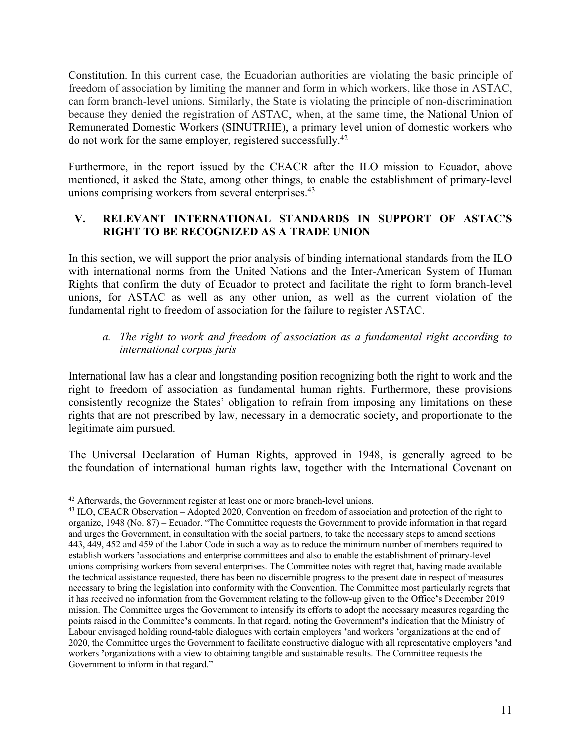Constitution. In this current case, the Ecuadorian authorities are violating the basic principle of freedom of association by limiting the manner and form in which workers, like those in ASTAC, can form branch-level unions. Similarly, the State is violating the principle of non-discrimination because they denied the registration of ASTAC, when, at the same time, the National Union of Remunerated Domestic Workers (SINUTRHE), a primary level union of domestic workers who do not work for the same employer, registered successfully.[42]

Furthermore, in the report issued by the CEACR after the ILO mission to Ecuador, above mentioned, it asked the State, among other things, to enable the establishment of primary-level unions comprising workers from several enterprises.[43]

## V. RELEVANT INTERNATIONAL STANDARDS IN SUPPORT OF ASTAC'S RIGHT TO BE RECOGNIZED AS A TRADE UNION

In this section, we will support the prior analysis of binding international standards from the ILO with international norms from the United Nations and the Inter-American System of Human Rights that confirm the duty of Ecuador to protect and facilitate the right to form branch-level unions, for ASTAC as well as any other union, as well as the current violation of the fundamental right to freedom of association for the failure to register ASTAC.

### *a. The right to work and freedom of association as a fundamental right according to international corpus juris*

International law has a clear and longstanding position recognizing both the right to work and the right to freedom of association as fundamental human rights. Furthermore, these provisions consistently recognize the States' obligation to refrain from imposing any limitations on these rights that are not prescribed by law, necessary in a democratic society, and proportionate to the legitimate aim pursued.

The Universal Declaration of Human Rights, approved in 1948, is generally agreed to be the foundation of international human rights law, together with the International Covenant on

---

[42] Afterwards, the Government register at least one or more branch-level unions.

[43] ILO, CEACR Observation – Adopted 2020, Convention on freedom of association and protection of the right to organize, 1948 (No. 87) – Ecuador. "The Committee requests the Government to provide information in that regard and urges the Government, in consultation with the social partners, to take the necessary steps to amend sections 443, 449, 452 and 459 of the Labor Code in such a way as to reduce the minimum number of members required to establish workers 'associations and enterprise committees and also to enable the establishment of primary-level unions comprising workers from several enterprises. The Committee notes with regret that, having made available the technical assistance requested, there has been no discernible progress to the present date in respect of measures necessary to bring the legislation into conformity with the Convention. The Committee most particularly regrets that it has received no information from the Government relating to the follow-up given to the Office's December 2019 mission. The Committee urges the Government to intensify its efforts to adopt the necessary measures regarding the points raised in the Committee's comments. In that regard, noting the Government's indication that the Ministry of Labour envisaged holding round-table dialogues with certain employers 'and workers 'organizations at the end of 2020, the Committee urges the Government to facilitate constructive dialogue with all representative employers 'and workers 'organizations with a view to obtaining tangible and sustainable results. The Committee requests the Government to inform in that regard."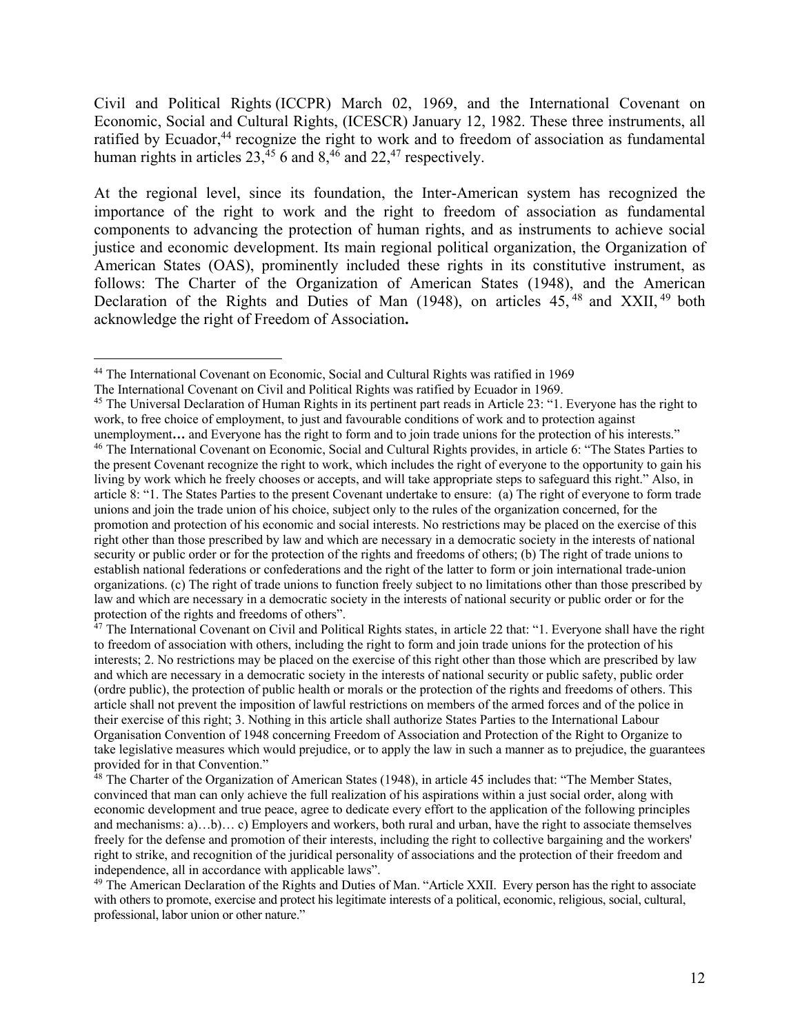Civil and Political Rights (ICCPR) March 02, 1969, and the International Covenant on Economic, Social and Cultural Rights, (ICESCR) January 12, 1982. These three instruments, all ratified by Ecuador,[44] recognize the right to work and to freedom of association as fundamental human rights in articles 23,[45] 6 and 8,[46] and 22,[47] respectively.

At the regional level, since its foundation, the Inter-American system has recognized the importance of the right to work and the right to freedom of association as fundamental components to advancing the protection of human rights, and as instruments to achieve social justice and economic development. Its main regional political organization, the Organization of American States (OAS), prominently included these rights in its constitutive instrument, as follows: The Charter of the Organization of American States (1948), and the American Declaration of the Rights and Duties of Man (1948), on articles 45,[48] and XXII,[49] both acknowledge the right of Freedom of Association**.**

---

[44] The International Covenant on Economic, Social and Cultural Rights was ratified in 1969
The International Covenant on Civil and Political Rights was ratified by Ecuador in 1969.

[45] The Universal Declaration of Human Rights in its pertinent part reads in Article 23: "1. Everyone has the right to work, to free choice of employment, to just and favourable conditions of work and to protection against unemployment**…** and Everyone has the right to form and to join trade unions for the protection of his interests."

[46] The International Covenant on Economic, Social and Cultural Rights provides, in article 6: "The States Parties to the present Covenant recognize the right to work, which includes the right of everyone to the opportunity to gain his living by work which he freely chooses or accepts, and will take appropriate steps to safeguard this right." Also, in article 8: "1. The States Parties to the present Covenant undertake to ensure: (a) The right of everyone to form trade unions and join the trade union of his choice, subject only to the rules of the organization concerned, for the promotion and protection of his economic and social interests. No restrictions may be placed on the exercise of this right other than those prescribed by law and which are necessary in a democratic society in the interests of national security or public order or for the protection of the rights and freedoms of others; (b) The right of trade unions to establish national federations or confederations and the right of the latter to form or join international trade-union organizations. (c) The right of trade unions to function freely subject to no limitations other than those prescribed by law and which are necessary in a democratic society in the interests of national security or public order or for the protection of the rights and freedoms of others".

[47] The International Covenant on Civil and Political Rights states, in article 22 that: "1. Everyone shall have the right to freedom of association with others, including the right to form and join trade unions for the protection of his interests; 2. No restrictions may be placed on the exercise of this right other than those which are prescribed by law and which are necessary in a democratic society in the interests of national security or public safety, public order (ordre public), the protection of public health or morals or the protection of the rights and freedoms of others. This article shall not prevent the imposition of lawful restrictions on members of the armed forces and of the police in their exercise of this right; 3. Nothing in this article shall authorize States Parties to the International Labour Organisation Convention of 1948 concerning Freedom of Association and Protection of the Right to Organize to take legislative measures which would prejudice, or to apply the law in such a manner as to prejudice, the guarantees provided for in that Convention."

[48] The Charter of the Organization of American States (1948), in article 45 includes that: "The Member States, convinced that man can only achieve the full realization of his aspirations within a just social order, along with economic development and true peace, agree to dedicate every effort to the application of the following principles and mechanisms: a)…b)… c) Employers and workers, both rural and urban, have the right to associate themselves freely for the defense and promotion of their interests, including the right to collective bargaining and the workers' right to strike, and recognition of the juridical personality of associations and the protection of their freedom and independence, all in accordance with applicable laws".

[49] The American Declaration of the Rights and Duties of Man. "Article XXII. Every person has the right to associate with others to promote, exercise and protect his legitimate interests of a political, economic, religious, social, cultural, professional, labor union or other nature."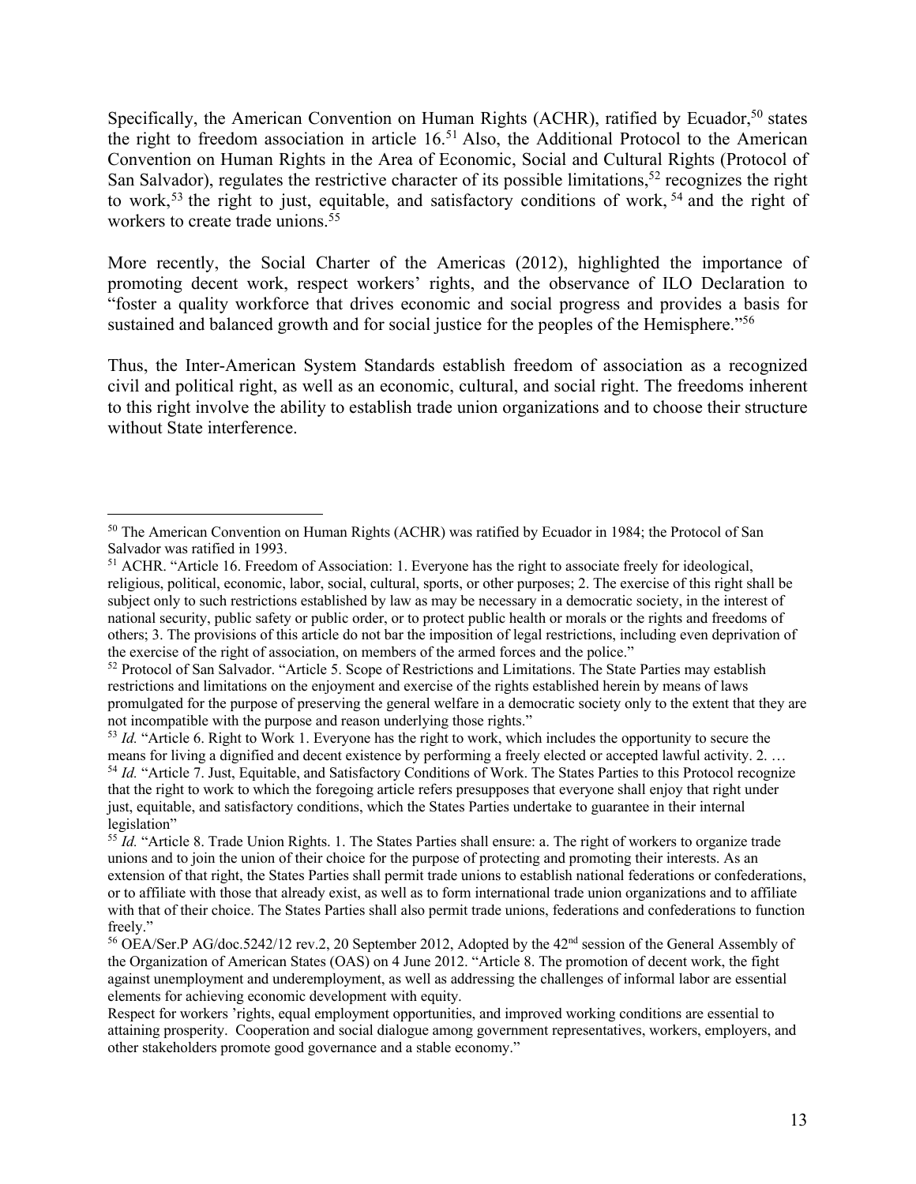Specifically, the American Convention on Human Rights (ACHR), ratified by Ecuador,[50] states the right to freedom association in article 16.[51] Also, the Additional Protocol to the American Convention on Human Rights in the Area of Economic, Social and Cultural Rights (Protocol of San Salvador), regulates the restrictive character of its possible limitations,[52] recognizes the right to work,[53] the right to just, equitable, and satisfactory conditions of work, [54] and the right of workers to create trade unions.[55]

More recently, the Social Charter of the Americas (2012), highlighted the importance of promoting decent work, respect workers' rights, and the observance of ILO Declaration to "foster a quality workforce that drives economic and social progress and provides a basis for sustained and balanced growth and for social justice for the peoples of the Hemisphere."[56]

Thus, the Inter-American System Standards establish freedom of association as a recognized civil and political right, as well as an economic, cultural, and social right. The freedoms inherent to this right involve the ability to establish trade union organizations and to choose their structure without State interference.

---

[50] The American Convention on Human Rights (ACHR) was ratified by Ecuador in 1984; the Protocol of San Salvador was ratified in 1993.

[51] ACHR. "Article 16. Freedom of Association: 1. Everyone has the right to associate freely for ideological, religious, political, economic, labor, social, cultural, sports, or other purposes; 2. The exercise of this right shall be subject only to such restrictions established by law as may be necessary in a democratic society, in the interest of national security, public safety or public order, or to protect public health or morals or the rights and freedoms of others; 3. The provisions of this article do not bar the imposition of legal restrictions, including even deprivation of the exercise of the right of association, on members of the armed forces and the police."

[52] Protocol of San Salvador. "Article 5. Scope of Restrictions and Limitations. The State Parties may establish restrictions and limitations on the enjoyment and exercise of the rights established herein by means of laws promulgated for the purpose of preserving the general welfare in a democratic society only to the extent that they are not incompatible with the purpose and reason underlying those rights."

[53] *Id.* "Article 6. Right to Work 1. Everyone has the right to work, which includes the opportunity to secure the means for living a dignified and decent existence by performing a freely elected or accepted lawful activity. 2. …

[54] *Id.* "Article 7. Just, Equitable, and Satisfactory Conditions of Work. The States Parties to this Protocol recognize that the right to work to which the foregoing article refers presupposes that everyone shall enjoy that right under just, equitable, and satisfactory conditions, which the States Parties undertake to guarantee in their internal legislation"

[55] *Id.* "Article 8. Trade Union Rights. 1. The States Parties shall ensure: a. The right of workers to organize trade unions and to join the union of their choice for the purpose of protecting and promoting their interests. As an extension of that right, the States Parties shall permit trade unions to establish national federations or confederations, or to affiliate with those that already exist, as well as to form international trade union organizations and to affiliate with that of their choice. The States Parties shall also permit trade unions, federations and confederations to function freely."

[56] OEA/Ser.P AG/doc.5242/12 rev.2, 20 September 2012, Adopted by the 42nd session of the General Assembly of the Organization of American States (OAS) on 4 June 2012. "Article 8. The promotion of decent work, the fight against unemployment and underemployment, as well as addressing the challenges of informal labor are essential elements for achieving economic development with equity.

Respect for workers 'rights, equal employment opportunities, and improved working conditions are essential to attaining prosperity. Cooperation and social dialogue among government representatives, workers, employers, and other stakeholders promote good governance and a stable economy."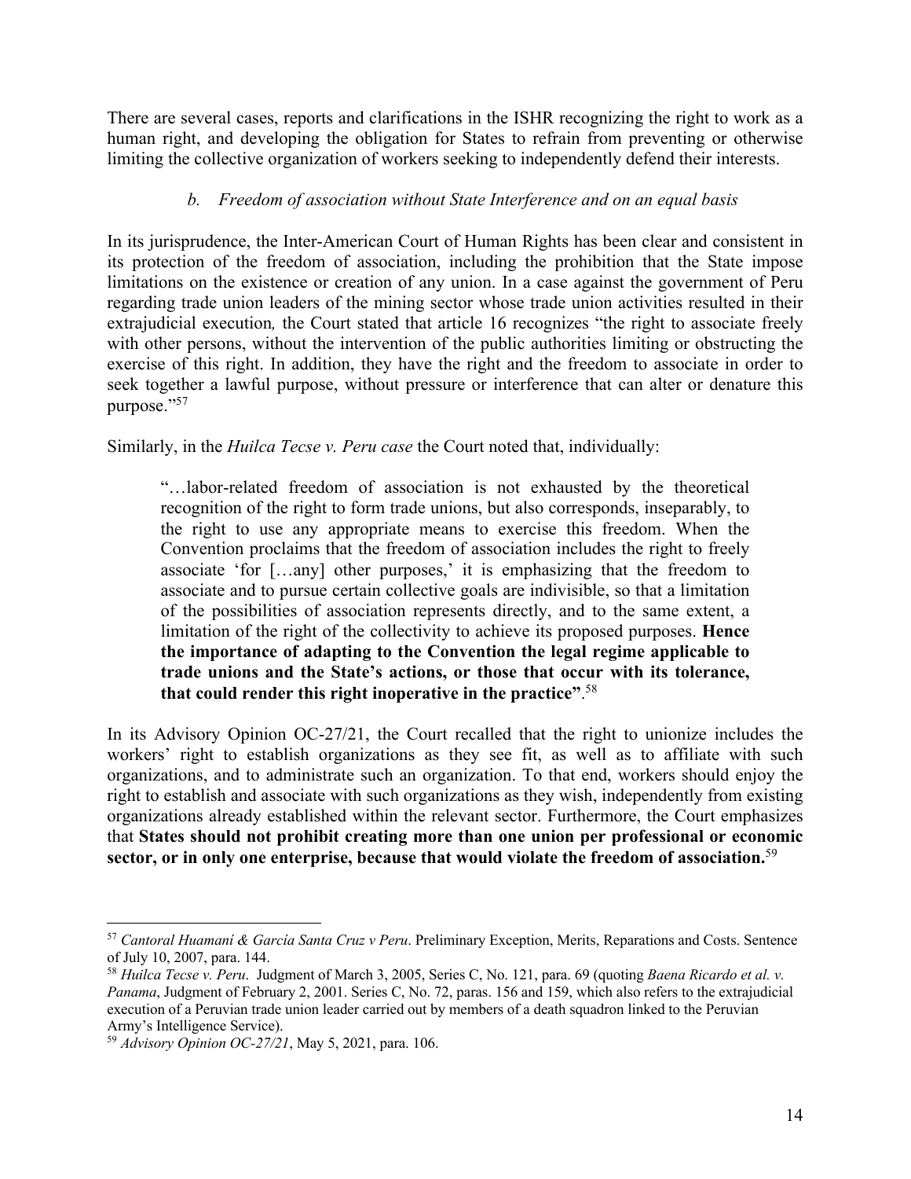There are several cases, reports and clarifications in the ISHR recognizing the right to work as a human right, and developing the obligation for States to refrain from preventing or otherwise limiting the collective organization of workers seeking to independently defend their interests.

### *b. Freedom of association without State Interference and on an equal basis*

In its jurisprudence, the Inter-American Court of Human Rights has been clear and consistent in its protection of the freedom of association, including the prohibition that the State impose limitations on the existence or creation of any union. In a case against the government of Peru regarding trade union leaders of the mining sector whose trade union activities resulted in their extrajudicial execution*,* the Court stated that article 16 recognizes "the right to associate freely with other persons, without the intervention of the public authorities limiting or obstructing the exercise of this right. In addition, they have the right and the freedom to associate in order to seek together a lawful purpose, without pressure or interference that can alter or denature this purpose."[57]

Similarly, in the *Huilca Tecse v. Peru case* the Court noted that, individually:

> "…labor-related freedom of association is not exhausted by the theoretical recognition of the right to form trade unions, but also corresponds, inseparably, to the right to use any appropriate means to exercise this freedom. When the Convention proclaims that the freedom of association includes the right to freely associate 'for […any] other purposes,' it is emphasizing that the freedom to associate and to pursue certain collective goals are indivisible, so that a limitation of the possibilities of association represents directly, and to the same extent, a limitation of the right of the collectivity to achieve its proposed purposes. **Hence the importance of adapting to the Convention the legal regime applicable to trade unions and the State's actions, or those that occur with its tolerance, that could render this right inoperative in the practice"**.[58]

In its Advisory Opinion OC-27/21, the Court recalled that the right to unionize includes the workers' right to establish organizations as they see fit, as well as to affiliate with such organizations, and to administrate such an organization. To that end, workers should enjoy the right to establish and associate with such organizations as they wish, independently from existing organizations already established within the relevant sector. Furthermore, the Court emphasizes that **States should not prohibit creating more than one union per professional or economic sector, or in only one enterprise, because that would violate the freedom of association.**[59]

---

[57] *Cantoral Huamaní & García Santa Cruz v Peru*. Preliminary Exception, Merits, Reparations and Costs. Sentence of July 10, 2007, para. 144.

[58] *Huilca Tecse v. Peru*. Judgment of March 3, 2005, Series C, No. 121, para. 69 (quoting *Baena Ricardo et al. v. Panama*, Judgment of February 2, 2001. Series C, No. 72, paras. 156 and 159, which also refers to the extrajudicial execution of a Peruvian trade union leader carried out by members of a death squadron linked to the Peruvian Army's Intelligence Service).

[59] *Advisory Opinion OC-27/21*, May 5, 2021, para. 106.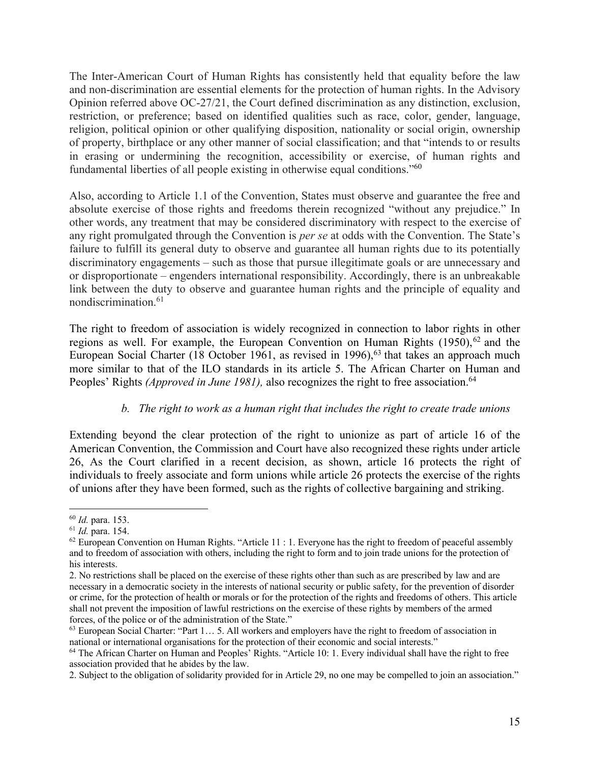The Inter-American Court of Human Rights has consistently held that equality before the law and non-discrimination are essential elements for the protection of human rights. In the Advisory Opinion referred above OC-27/21, the Court defined discrimination as any distinction, exclusion, restriction, or preference; based on identified qualities such as race, color, gender, language, religion, political opinion or other qualifying disposition, nationality or social origin, ownership of property, birthplace or any other manner of social classification; and that "intends to or results in erasing or undermining the recognition, accessibility or exercise, of human rights and fundamental liberties of all people existing in otherwise equal conditions."[60]

Also, according to Article 1.1 of the Convention, States must observe and guarantee the free and absolute exercise of those rights and freedoms therein recognized "without any prejudice." In other words, any treatment that may be considered discriminatory with respect to the exercise of any right promulgated through the Convention is *per se* at odds with the Convention. The State's failure to fulfill its general duty to observe and guarantee all human rights due to its potentially discriminatory engagements – such as those that pursue illegitimate goals or are unnecessary and or disproportionate – engenders international responsibility. Accordingly, there is an unbreakable link between the duty to observe and guarantee human rights and the principle of equality and nondiscrimination.[61]

The right to freedom of association is widely recognized in connection to labor rights in other regions as well. For example, the European Convention on Human Rights (1950),[62] and the European Social Charter (18 October 1961, as revised in 1996),[63] that takes an approach much more similar to that of the ILO standards in its article 5. The African Charter on Human and Peoples' Rights *(Approved in June 1981),* also recognizes the right to free association.[64]

### *b. The right to work as a human right that includes the right to create trade unions*

Extending beyond the clear protection of the right to unionize as part of article 16 of the American Convention, the Commission and Court have also recognized these rights under article 26, As the Court clarified in a recent decision, as shown, article 16 protects the right of individuals to freely associate and form unions while article 26 protects the exercise of the rights of unions after they have been formed, such as the rights of collective bargaining and striking.

---

[60] *Id.* para. 153.

[61] *Id.* para. 154.

[62] European Convention on Human Rights. "Article 11 : 1. Everyone has the right to freedom of peaceful assembly and to freedom of association with others, including the right to form and to join trade unions for the protection of his interests.

2. No restrictions shall be placed on the exercise of these rights other than such as are prescribed by law and are necessary in a democratic society in the interests of national security or public safety, for the prevention of disorder or crime, for the protection of health or morals or for the protection of the rights and freedoms of others. This article shall not prevent the imposition of lawful restrictions on the exercise of these rights by members of the armed forces, of the police or of the administration of the State."

[63] European Social Charter: "Part 1… 5. All workers and employers have the right to freedom of association in national or international organisations for the protection of their economic and social interests."

[64] The African Charter on Human and Peoples' Rights. "Article 10: 1. Every individual shall have the right to free association provided that he abides by the law.

2. Subject to the obligation of solidarity provided for in Article 29, no one may be compelled to join an association."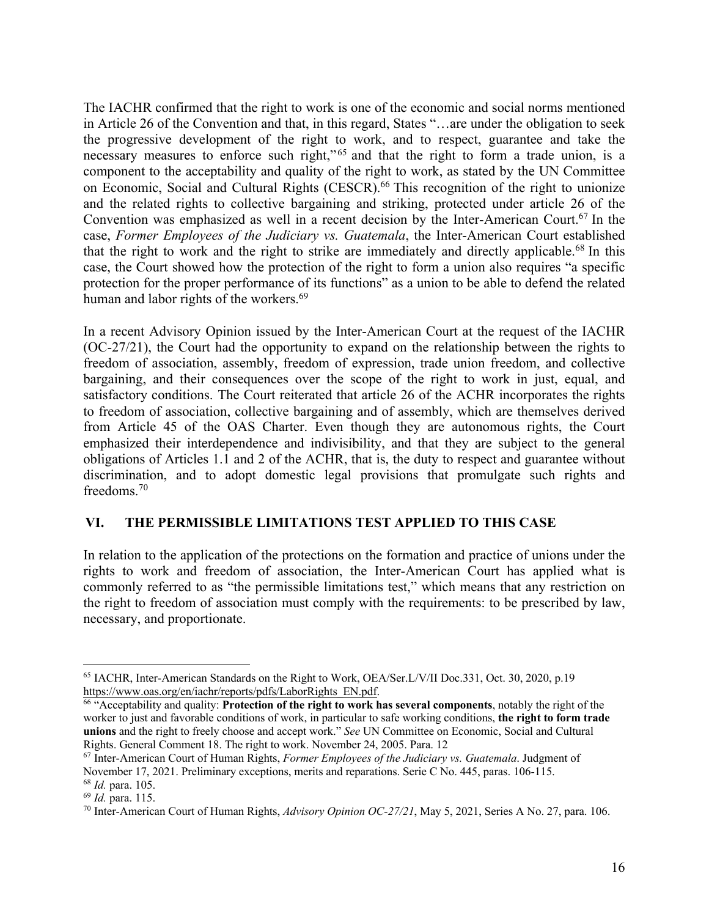The IACHR confirmed that the right to work is one of the economic and social norms mentioned in Article 26 of the Convention and that, in this regard, States "…are under the obligation to seek the progressive development of the right to work, and to respect, guarantee and take the necessary measures to enforce such right,"[65] and that the right to form a trade union, is a component to the acceptability and quality of the right to work, as stated by the UN Committee on Economic, Social and Cultural Rights (CESCR).[66] This recognition of the right to unionize and the related rights to collective bargaining and striking, protected under article 26 of the Convention was emphasized as well in a recent decision by the Inter-American Court.[67] In the case, *Former Employees of the Judiciary vs. Guatemala*, the Inter-American Court established that the right to work and the right to strike are immediately and directly applicable.[68] In this case, the Court showed how the protection of the right to form a union also requires "a specific protection for the proper performance of its functions" as a union to be able to defend the related human and labor rights of the workers.[69]

In a recent Advisory Opinion issued by the Inter-American Court at the request of the IACHR (OC-27/21), the Court had the opportunity to expand on the relationship between the rights to freedom of association, assembly, freedom of expression, trade union freedom, and collective bargaining, and their consequences over the scope of the right to work in just, equal, and satisfactory conditions. The Court reiterated that article 26 of the ACHR incorporates the rights to freedom of association, collective bargaining and of assembly, which are themselves derived from Article 45 of the OAS Charter. Even though they are autonomous rights, the Court emphasized their interdependence and indivisibility, and that they are subject to the general obligations of Articles 1.1 and 2 of the ACHR, that is, the duty to respect and guarantee without discrimination, and to adopt domestic legal provisions that promulgate such rights and freedoms.[70]

## VI. THE PERMISSIBLE LIMITATIONS TEST APPLIED TO THIS CASE

In relation to the application of the protections on the formation and practice of unions under the rights to work and freedom of association, the Inter-American Court has applied what is commonly referred to as "the permissible limitations test," which means that any restriction on the right to freedom of association must comply with the requirements: to be prescribed by law, necessary, and proportionate.

---

[65] IACHR, Inter-American Standards on the Right to Work, OEA/Ser.L/V/II Doc.331, Oct. 30, 2020, p.19 https://www.oas.org/en/iachr/reports/pdfs/LaborRights_EN.pdf.

[66] "Acceptability and quality: **Protection of the right to work has several components**, notably the right of the worker to just and favorable conditions of work, in particular to safe working conditions, **the right to form trade unions** and the right to freely choose and accept work." *See* UN Committee on Economic, Social and Cultural Rights. General Comment 18. The right to work. November 24, 2005. Para. 12

[67] Inter-American Court of Human Rights, *Former Employees of the Judiciary vs. Guatemala*. Judgment of November 17, 2021. Preliminary exceptions, merits and reparations. Serie C No. 445, paras. 106-115.

[68] *Id.* para. 105.

[69] *Id.* para. 115.

[70] Inter-American Court of Human Rights, *Advisory Opinion OC-27/21*, May 5, 2021, Series A No. 27, para. 106.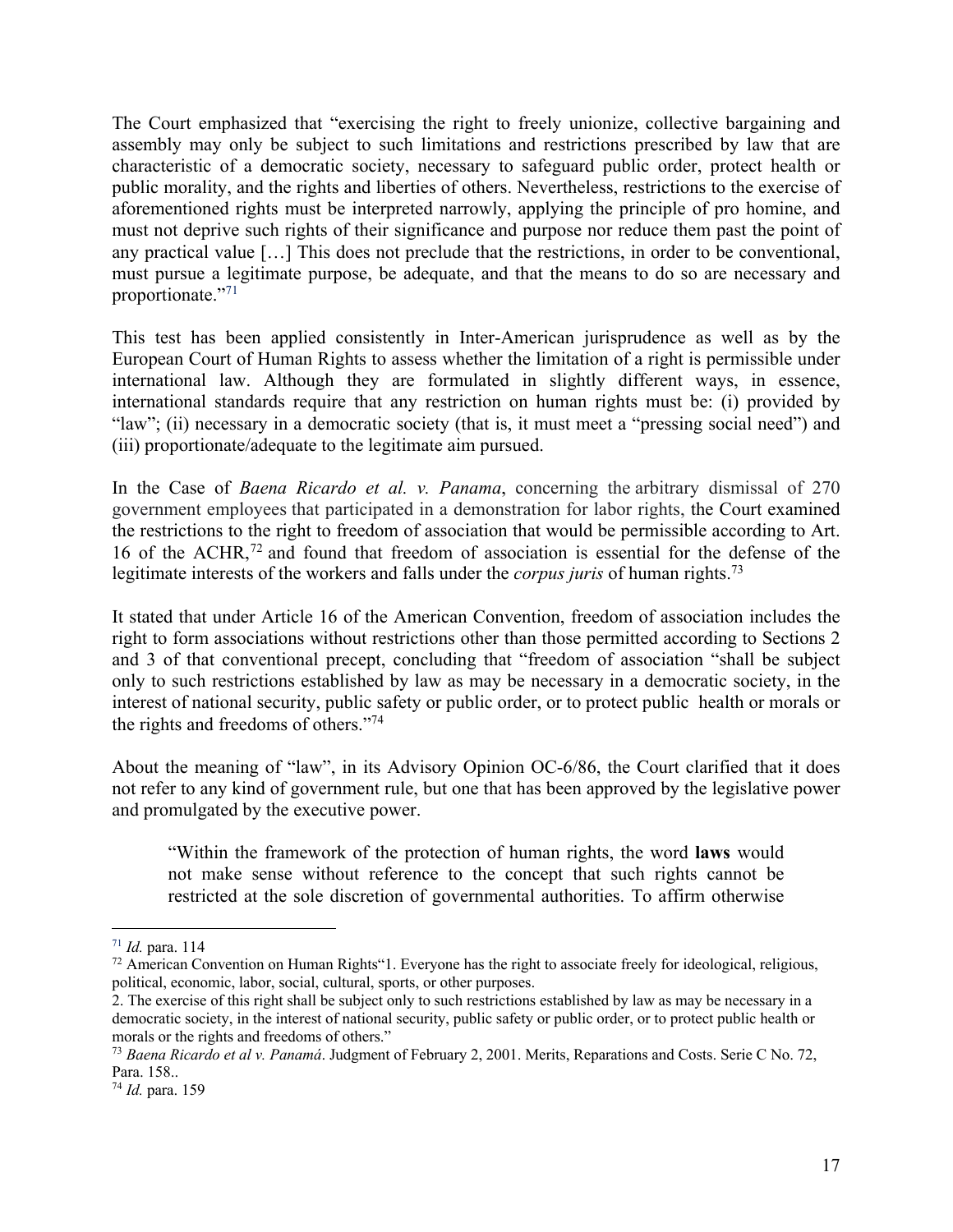The Court emphasized that "exercising the right to freely unionize, collective bargaining and assembly may only be subject to such limitations and restrictions prescribed by law that are characteristic of a democratic society, necessary to safeguard public order, protect health or public morality, and the rights and liberties of others. Nevertheless, restrictions to the exercise of aforementioned rights must be interpreted narrowly, applying the principle of pro homine, and must not deprive such rights of their significance and purpose nor reduce them past the point of any practical value […] This does not preclude that the restrictions, in order to be conventional, must pursue a legitimate purpose, be adequate, and that the means to do so are necessary and proportionate."[71]

This test has been applied consistently in Inter-American jurisprudence as well as by the European Court of Human Rights to assess whether the limitation of a right is permissible under international law. Although they are formulated in slightly different ways, in essence, international standards require that any restriction on human rights must be: (i) provided by "law"; (ii) necessary in a democratic society (that is, it must meet a "pressing social need") and (iii) proportionate/adequate to the legitimate aim pursued.

In the Case of *Baena Ricardo et al. v. Panama*, concerning the arbitrary dismissal of 270 government employees that participated in a demonstration for labor rights, the Court examined the restrictions to the right to freedom of association that would be permissible according to Art. 16 of the ACHR,[72] and found that freedom of association is essential for the defense of the legitimate interests of the workers and falls under the *corpus juris* of human rights.[73]

It stated that under Article 16 of the American Convention, freedom of association includes the right to form associations without restrictions other than those permitted according to Sections 2 and 3 of that conventional precept, concluding that "freedom of association "shall be subject only to such restrictions established by law as may be necessary in a democratic society, in the interest of national security, public safety or public order, or to protect public health or morals or the rights and freedoms of others."[74]

About the meaning of "law", in its Advisory Opinion OC-6/86, the Court clarified that it does not refer to any kind of government rule, but one that has been approved by the legislative power and promulgated by the executive power.

> "Within the framework of the protection of human rights, the word **laws** would not make sense without reference to the concept that such rights cannot be restricted at the sole discretion of governmental authorities. To affirm otherwise

---

[71] *Id.* para. 114

[72] American Convention on Human Rights"1. Everyone has the right to associate freely for ideological, religious, political, economic, labor, social, cultural, sports, or other purposes.
2. The exercise of this right shall be subject only to such restrictions established by law as may be necessary in a democratic society, in the interest of national security, public safety or public order, or to protect public health or morals or the rights and freedoms of others."

[73] *Baena Ricardo et al v. Panamá*. Judgment of February 2, 2001. Merits, Reparations and Costs. Serie C No. 72, Para. 158..

[74] *Id.* para. 159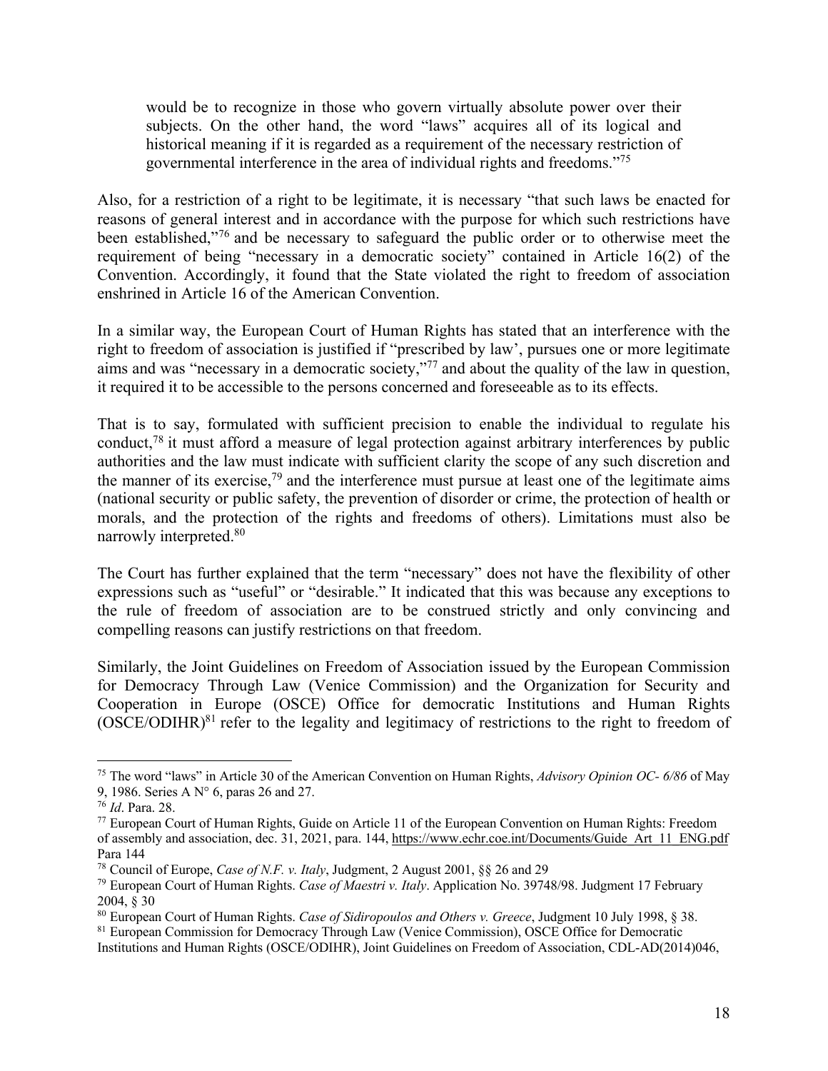> would be to recognize in those who govern virtually absolute power over their subjects. On the other hand, the word "laws" acquires all of its logical and historical meaning if it is regarded as a requirement of the necessary restriction of governmental interference in the area of individual rights and freedoms."[75]

Also, for a restriction of a right to be legitimate, it is necessary "that such laws be enacted for reasons of general interest and in accordance with the purpose for which such restrictions have been established,"[76] and be necessary to safeguard the public order or to otherwise meet the requirement of being "necessary in a democratic society" contained in Article 16(2) of the Convention. Accordingly, it found that the State violated the right to freedom of association enshrined in Article 16 of the American Convention.

In a similar way, the European Court of Human Rights has stated that an interference with the right to freedom of association is justified if "prescribed by law', pursues one or more legitimate aims and was "necessary in a democratic society,"[77] and about the quality of the law in question, it required it to be accessible to the persons concerned and foreseeable as to its effects.

That is to say, formulated with sufficient precision to enable the individual to regulate his conduct,[78] it must afford a measure of legal protection against arbitrary interferences by public authorities and the law must indicate with sufficient clarity the scope of any such discretion and the manner of its exercise,[79] and the interference must pursue at least one of the legitimate aims (national security or public safety, the prevention of disorder or crime, the protection of health or morals, and the protection of the rights and freedoms of others). Limitations must also be narrowly interpreted.[80]

The Court has further explained that the term "necessary" does not have the flexibility of other expressions such as "useful" or "desirable." It indicated that this was because any exceptions to the rule of freedom of association are to be construed strictly and only convincing and compelling reasons can justify restrictions on that freedom.

Similarly, the Joint Guidelines on Freedom of Association issued by the European Commission for Democracy Through Law (Venice Commission) and the Organization for Security and Cooperation in Europe (OSCE) Office for democratic Institutions and Human Rights (OSCE/ODIHR)[81] refer to the legality and legitimacy of restrictions to the right to freedom of

---

[75] The word "laws" in Article 30 of the American Convention on Human Rights, *Advisory Opinion OC- 6/86* of May 9, 1986. Series A N° 6, paras 26 and 27.

[76] *Id*. Para. 28.

[77] European Court of Human Rights, Guide on Article 11 of the European Convention on Human Rights: Freedom of assembly and association, dec. 31, 2021, para. 144, https://www.echr.coe.int/Documents/Guide_Art_11_ENG.pdf Para 144

[78] Council of Europe, *Case of N.F. v. Italy*, Judgment, 2 August 2001, §§ 26 and 29

[79] European Court of Human Rights. *Case of Maestri v. Italy*. Application No. 39748/98. Judgment 17 February 2004, § 30

[80] European Court of Human Rights. *Case of Sidiropoulos and Others v. Greece*, Judgment 10 July 1998, § 38.

[81] European Commission for Democracy Through Law (Venice Commission), OSCE Office for Democratic Institutions and Human Rights (OSCE/ODIHR), Joint Guidelines on Freedom of Association, CDL-AD(2014)046,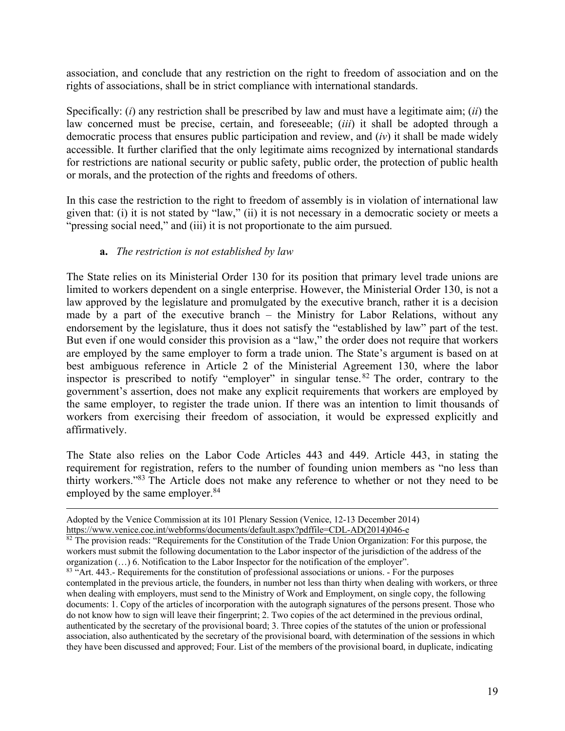association, and conclude that any restriction on the right to freedom of association and on the rights of associations, shall be in strict compliance with international standards.

Specifically: (*i*) any restriction shall be prescribed by law and must have a legitimate aim; (*ii*) the law concerned must be precise, certain, and foreseeable; (*iii*) it shall be adopted through a democratic process that ensures public participation and review, and (*iv*) it shall be made widely accessible. It further clarified that the only legitimate aims recognized by international standards for restrictions are national security or public safety, public order, the protection of public health or morals, and the protection of the rights and freedoms of others.

In this case the restriction to the right to freedom of assembly is in violation of international law given that: (i) it is not stated by "law," (ii) it is not necessary in a democratic society or meets a "pressing social need," and (iii) it is not proportionate to the aim pursued.

**a.** *The restriction is not established by law*

The State relies on its Ministerial Order 130 for its position that primary level trade unions are limited to workers dependent on a single enterprise. However, the Ministerial Order 130, is not a law approved by the legislature and promulgated by the executive branch, rather it is a decision made by a part of the executive branch – the Ministry for Labor Relations, without any endorsement by the legislature, thus it does not satisfy the "established by law" part of the test. But even if one would consider this provision as a "law," the order does not require that workers are employed by the same employer to form a trade union. The State's argument is based on at best ambiguous reference in Article 2 of the Ministerial Agreement 130, where the labor inspector is prescribed to notify "employer" in singular tense.[82] The order, contrary to the government's assertion, does not make any explicit requirements that workers are employed by the same employer, to register the trade union. If there was an intention to limit thousands of workers from exercising their freedom of association, it would be expressed explicitly and affirmatively.

The State also relies on the Labor Code Articles 443 and 449. Article 443, in stating the requirement for registration, refers to the number of founding union members as "no less than thirty workers."[83] The Article does not make any reference to whether or not they need to be employed by the same employer.[84]

---

Adopted by the Venice Commission at its 101 Plenary Session (Venice, 12-13 December 2014) https://www.venice.coe.int/webforms/documents/default.aspx?pdffile=CDL-AD(2014)046-e

[82] The provision reads: "Requirements for the Constitution of the Trade Union Organization: For this purpose, the workers must submit the following documentation to the Labor inspector of the jurisdiction of the address of the organization (…) 6. Notification to the Labor Inspector for the notification of the employer".

[83] "Art. 443.- Requirements for the constitution of professional associations or unions. - For the purposes contemplated in the previous article, the founders, in number not less than thirty when dealing with workers, or three when dealing with employers, must send to the Ministry of Work and Employment, on single copy, the following documents: 1. Copy of the articles of incorporation with the autograph signatures of the persons present. Those who do not know how to sign will leave their fingerprint; 2. Two copies of the act determined in the previous ordinal, authenticated by the secretary of the provisional board; 3. Three copies of the statutes of the union or professional association, also authenticated by the secretary of the provisional board, with determination of the sessions in which they have been discussed and approved; Four. List of the members of the provisional board, in duplicate, indicating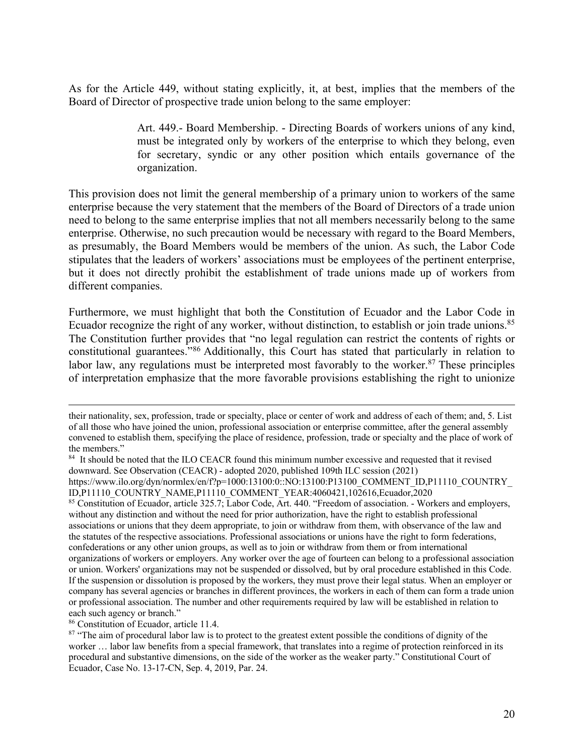As for the Article 449, without stating explicitly, it, at best, implies that the members of the Board of Director of prospective trade union belong to the same employer:

> Art. 449.- Board Membership. - Directing Boards of workers unions of any kind, must be integrated only by workers of the enterprise to which they belong, even for secretary, syndic or any other position which entails governance of the organization.

This provision does not limit the general membership of a primary union to workers of the same enterprise because the very statement that the members of the Board of Directors of a trade union need to belong to the same enterprise implies that not all members necessarily belong to the same enterprise. Otherwise, no such precaution would be necessary with regard to the Board Members, as presumably, the Board Members would be members of the union. As such, the Labor Code stipulates that the leaders of workers' associations must be employees of the pertinent enterprise, but it does not directly prohibit the establishment of trade unions made up of workers from different companies.

Furthermore, we must highlight that both the Constitution of Ecuador and the Labor Code in Ecuador recognize the right of any worker, without distinction, to establish or join trade unions.[85] The Constitution further provides that "no legal regulation can restrict the contents of rights or constitutional guarantees."[86] Additionally, this Court has stated that particularly in relation to labor law, any regulations must be interpreted most favorably to the worker.[87] These principles of interpretation emphasize that the more favorable provisions establishing the right to unionize

---

their nationality, sex, profession, trade or specialty, place or center of work and address of each of them; and, 5. List of all those who have joined the union, professional association or enterprise committee, after the general assembly convened to establish them, specifying the place of residence, profession, trade or specialty and the place of work of the members."

[84] It should be noted that the ILO CEACR found this minimum number excessive and requested that it revised downward. See Observation (CEACR) - adopted 2020, published 109th ILC session (2021) https://www.ilo.org/dyn/normlex/en/f?p=1000:13100:0::NO:13100:P13100_COMMENT_ID,P11110_COUNTRY_ID,P11110_COUNTRY_NAME,P11110_COMMENT_YEAR:4060421,102616,Ecuador,2020

[85] Constitution of Ecuador, article 325.7; Labor Code, Art. 440. "Freedom of association. - Workers and employers, without any distinction and without the need for prior authorization, have the right to establish professional associations or unions that they deem appropriate, to join or withdraw from them, with observance of the law and the statutes of the respective associations. Professional associations or unions have the right to form federations, confederations or any other union groups, as well as to join or withdraw from them or from international organizations of workers or employers. Any worker over the age of fourteen can belong to a professional association or union. Workers' organizations may not be suspended or dissolved, but by oral procedure established in this Code. If the suspension or dissolution is proposed by the workers, they must prove their legal status. When an employer or company has several agencies or branches in different provinces, the workers in each of them can form a trade union or professional association. The number and other requirements required by law will be established in relation to each such agency or branch."

[86] Constitution of Ecuador, article 11.4.

[87] "The aim of procedural labor law is to protect to the greatest extent possible the conditions of dignity of the worker … labor law benefits from a special framework, that translates into a regime of protection reinforced in its procedural and substantive dimensions, on the side of the worker as the weaker party." Constitutional Court of Ecuador, Case No. 13-17-CN, Sep. 4, 2019, Par. 24.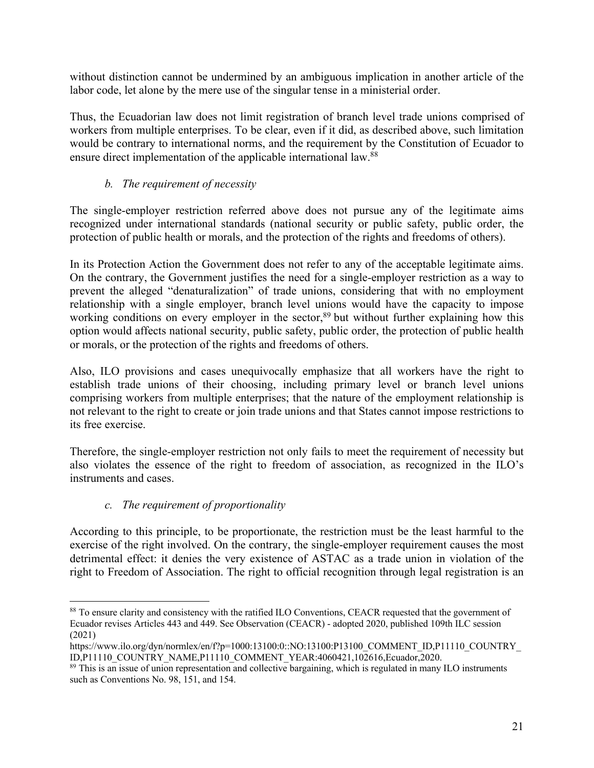without distinction cannot be undermined by an ambiguous implication in another article of the labor code, let alone by the mere use of the singular tense in a ministerial order.

Thus, the Ecuadorian law does not limit registration of branch level trade unions comprised of workers from multiple enterprises. To be clear, even if it did, as described above, such limitation would be contrary to international norms, and the requirement by the Constitution of Ecuador to ensure direct implementation of the applicable international law.[88]

### *b. The requirement of necessity*

The single-employer restriction referred above does not pursue any of the legitimate aims recognized under international standards (national security or public safety, public order, the protection of public health or morals, and the protection of the rights and freedoms of others).

In its Protection Action the Government does not refer to any of the acceptable legitimate aims. On the contrary, the Government justifies the need for a single-employer restriction as a way to prevent the alleged "denaturalization" of trade unions, considering that with no employment relationship with a single employer, branch level unions would have the capacity to impose working conditions on every employer in the sector,[89] but without further explaining how this option would affects national security, public safety, public order, the protection of public health or morals, or the protection of the rights and freedoms of others.

Also, ILO provisions and cases unequivocally emphasize that all workers have the right to establish trade unions of their choosing, including primary level or branch level unions comprising workers from multiple enterprises; that the nature of the employment relationship is not relevant to the right to create or join trade unions and that States cannot impose restrictions to its free exercise.

Therefore, the single-employer restriction not only fails to meet the requirement of necessity but also violates the essence of the right to freedom of association, as recognized in the ILO's instruments and cases.

### *c. The requirement of proportionality*

According to this principle, to be proportionate, the restriction must be the least harmful to the exercise of the right involved. On the contrary, the single-employer requirement causes the most detrimental effect: it denies the very existence of ASTAC as a trade union in violation of the right to Freedom of Association. The right to official recognition through legal registration is an

---

[88] To ensure clarity and consistency with the ratified ILO Conventions, CEACR requested that the government of Ecuador revises Articles 443 and 449. See Observation (CEACR) - adopted 2020, published 109th ILC session (2021)
https://www.ilo.org/dyn/normlex/en/f?p=1000:13100:0::NO:13100:P13100_COMMENT_ID,P11110_COUNTRY_ID,P11110_COUNTRY_NAME,P11110_COMMENT_YEAR:4060421,102616,Ecuador,2020.

[89] This is an issue of union representation and collective bargaining, which is regulated in many ILO instruments such as Conventions No. 98, 151, and 154.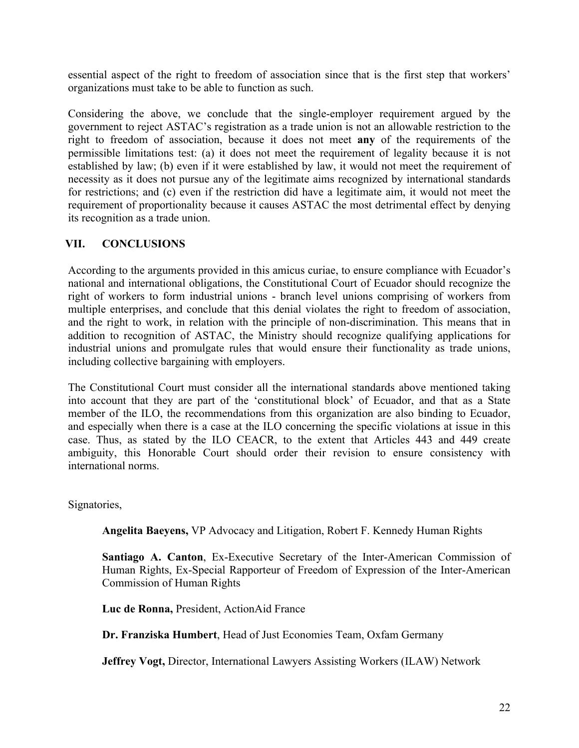essential aspect of the right to freedom of association since that is the first step that workers' organizations must take to be able to function as such.

Considering the above, we conclude that the single-employer requirement argued by the government to reject ASTAC's registration as a trade union is not an allowable restriction to the right to freedom of association, because it does not meet **any** of the requirements of the permissible limitations test: (a) it does not meet the requirement of legality because it is not established by law; (b) even if it were established by law, it would not meet the requirement of necessity as it does not pursue any of the legitimate aims recognized by international standards for restrictions; and (c) even if the restriction did have a legitimate aim, it would not meet the requirement of proportionality because it causes ASTAC the most detrimental effect by denying its recognition as a trade union.

## VII. CONCLUSIONS

According to the arguments provided in this amicus curiae, to ensure compliance with Ecuador's national and international obligations, the Constitutional Court of Ecuador should recognize the right of workers to form industrial unions - branch level unions comprising of workers from multiple enterprises, and conclude that this denial violates the right to freedom of association, and the right to work, in relation with the principle of non-discrimination. This means that in addition to recognition of ASTAC, the Ministry should recognize qualifying applications for industrial unions and promulgate rules that would ensure their functionality as trade unions, including collective bargaining with employers.

The Constitutional Court must consider all the international standards above mentioned taking into account that they are part of the 'constitutional block' of Ecuador, and that as a State member of the ILO, the recommendations from this organization are also binding to Ecuador, and especially when there is a case at the ILO concerning the specific violations at issue in this case. Thus, as stated by the ILO CEACR, to the extent that Articles 443 and 449 create ambiguity, this Honorable Court should order their revision to ensure consistency with international norms.

Signatories,

**Angelita Baeyens,** VP Advocacy and Litigation, Robert F. Kennedy Human Rights

**Santiago A. Canton**, Ex-Executive Secretary of the Inter-American Commission of Human Rights, Ex-Special Rapporteur of Freedom of Expression of the Inter-American Commission of Human Rights

**Luc de Ronna,** President, ActionAid France

**Dr. Franziska Humbert**, Head of Just Economies Team, Oxfam Germany

**Jeffrey Vogt,** Director, International Lawyers Assisting Workers (ILAW) Network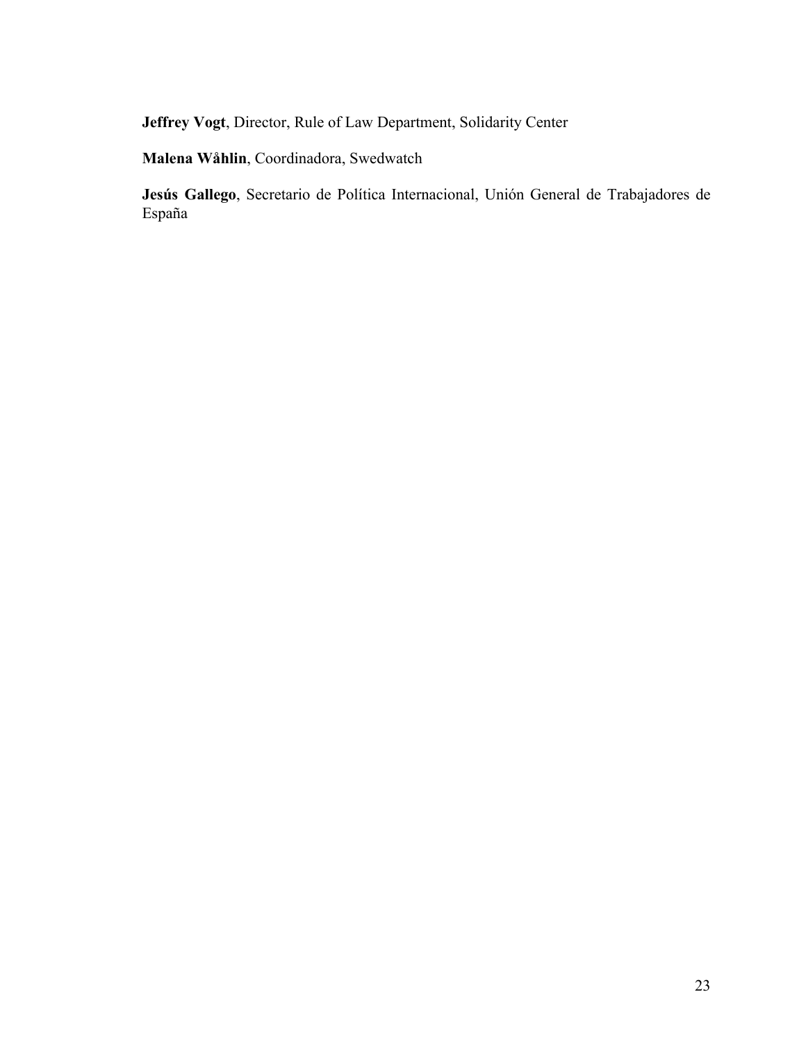**Jeffrey Vogt**, Director, Rule of Law Department, Solidarity Center

**Malena Wåhlin**, Coordinadora, Swedwatch

**Jesús Gallego**, Secretario de Política Internacional, Unión General de Trabajadores de España